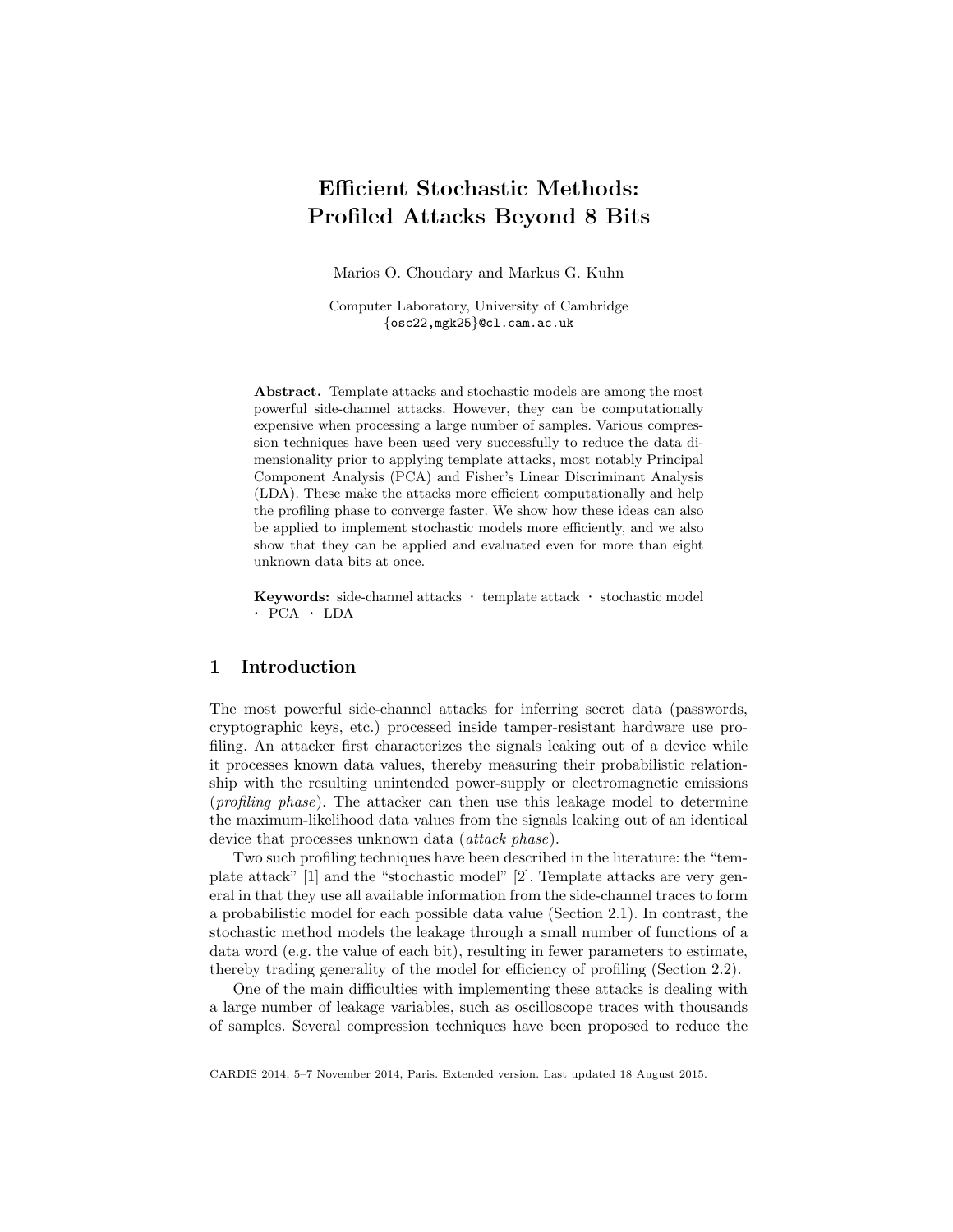# Efficient Stochastic Methods: Profiled Attacks Beyond 8 Bits

Marios O. Choudary and Markus G. Kuhn

Computer Laboratory, University of Cambridge
{osc22,mgk25}@cl.cam.ac.uk

**Abstract.** Template attacks and stochastic models are among the most powerful side-channel attacks. However, they can be computationally expensive when processing a large number of samples. Various compression techniques have been used very successfully to reduce the data dimensionality prior to applying template attacks, most notably Principal Component Analysis (PCA) and Fisher's Linear Discriminant Analysis (LDA). These make the attacks more efficient computationally and help the profiling phase to converge faster. We show how these ideas can also be applied to implement stochastic models more efficiently, and we also show that they can be applied and evaluated even for more than eight unknown data bits at once.

**Keywords:** side-channel attacks · template attack · stochastic model · PCA · LDA

## 1 Introduction

The most powerful side-channel attacks for inferring secret data (passwords, cryptographic keys, etc.) processed inside tamper-resistant hardware use profiling. An attacker first characterizes the signals leaking out of a device while it processes known data values, thereby measuring their probabilistic relationship with the resulting unintended power-supply or electromagnetic emissions (*profiling phase*). The attacker can then use this leakage model to determine the maximum-likelihood data values from the signals leaking out of an identical device that processes unknown data (*attack phase*).

Two such profiling techniques have been described in the literature: the "template attack" [1] and the "stochastic model" [2]. Template attacks are very general in that they use all available information from the side-channel traces to form a probabilistic model for each possible data value (Section 2.1). In contrast, the stochastic method models the leakage through a small number of functions of a data word (e.g. the value of each bit), resulting in fewer parameters to estimate, thereby trading generality of the model for efficiency of profiling (Section 2.2).

One of the main difficulties with implementing these attacks is dealing with a large number of leakage variables, such as oscilloscope traces with thousands of samples. Several compression techniques have been proposed to reduce the

CARDIS 2014, 5–7 November 2014, Paris. Extended version. Last updated 18 August 2015.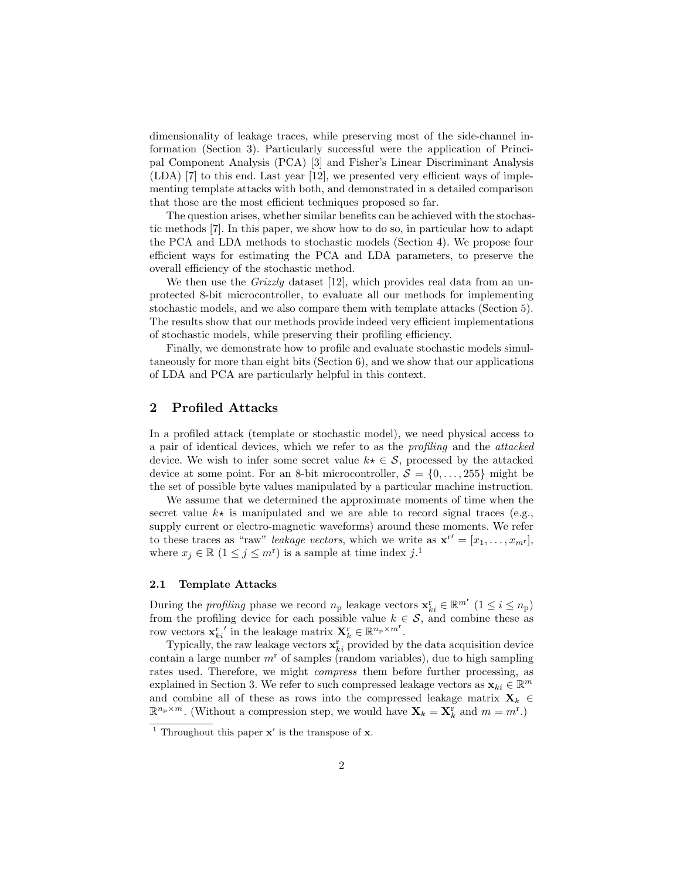dimensionality of leakage traces, while preserving most of the side-channel information (Section 3). Particularly successful were the application of Principal Component Analysis (PCA) [3] and Fisher's Linear Discriminant Analysis (LDA) [7] to this end. Last year [12], we presented very efficient ways of implementing template attacks with both, and demonstrated in a detailed comparison that those are the most efficient techniques proposed so far.

The question arises, whether similar benefits can be achieved with the stochastic methods [7]. In this paper, we show how to do so, in particular how to adapt the PCA and LDA methods to stochastic models (Section 4). We propose four efficient ways for estimating the PCA and LDA parameters, to preserve the overall efficiency of the stochastic method.

We then use the *Grizzly* dataset [12], which provides real data from an unprotected 8-bit microcontroller, to evaluate all our methods for implementing stochastic models, and we also compare them with template attacks (Section 5). The results show that our methods provide indeed very efficient implementations of stochastic models, while preserving their profiling efficiency.

Finally, we demonstrate how to profile and evaluate stochastic models simultaneously for more than eight bits (Section 6), and we show that our applications of LDA and PCA are particularly helpful in this context.

## 2 Profiled Attacks

In a profiled attack (template or stochastic model), we need physical access to a pair of identical devices, which we refer to as the *profiling* and the *attacked* device. We wish to infer some secret value $k\star \in \mathcal{S}$, processed by the attacked device at some point. For an 8-bit microcontroller, $\mathcal{S} = \{0, \ldots, 255\}$ might be the set of possible byte values manipulated by a particular machine instruction.

We assume that we determined the approximate moments of time when the secret value $k\star$ is manipulated and we are able to record signal traces (e.g., supply current or electro-magnetic waveforms) around these moments. We refer to these traces as "raw" *leakage vectors*, which we write as $\mathbf{x}^{\mathrm{r}\prime} = [x_1, \ldots, x_{m^{\mathrm{r}}}]$, where $x_j \in \mathbb{R}$ ($1 \leq j \leq m^{\mathrm{r}}$) is a sample at time index $j$.[1]

### 2.1 Template Attacks

During the *profiling* phase we record $n_{\mathrm{p}}$ leakage vectors $\mathbf{x}^{\mathrm{r}}_{ki} \in \mathbb{R}^{m^{\mathrm{r}}}$ ($1 \leq i \leq n_{\mathrm{p}}$) from the profiling device for each possible value $k \in \mathcal{S}$, and combine these as row vectors $\mathbf{x}^{\mathrm{r}}_{ki}{}'$ in the leakage matrix $\mathbf{X}^{\mathrm{r}}_k \in \mathbb{R}^{n_{\mathrm{p}} \times m^{\mathrm{r}}}$.

Typically, the raw leakage vectors $\mathbf{x}^{\mathrm{r}}_{ki}$ provided by the data acquisition device contain a large number $m^{\mathrm{r}}$ of samples (random variables), due to high sampling rates used. Therefore, we might *compress* them before further processing, as explained in Section 3. We refer to such compressed leakage vectors as $\mathbf{x}_{ki} \in \mathbb{R}^m$ and combine all of these as rows into the compressed leakage matrix $\mathbf{X}_k \in \mathbb{R}^{n_{\mathrm{p}} \times m}$. (Without a compression step, we would have $\mathbf{X}_k = \mathbf{X}^{\mathrm{r}}_k$ and $m = m^{\mathrm{r}}$.)

---

[1] Throughout this paper $\mathbf{x}'$ is the transpose of $\mathbf{x}$.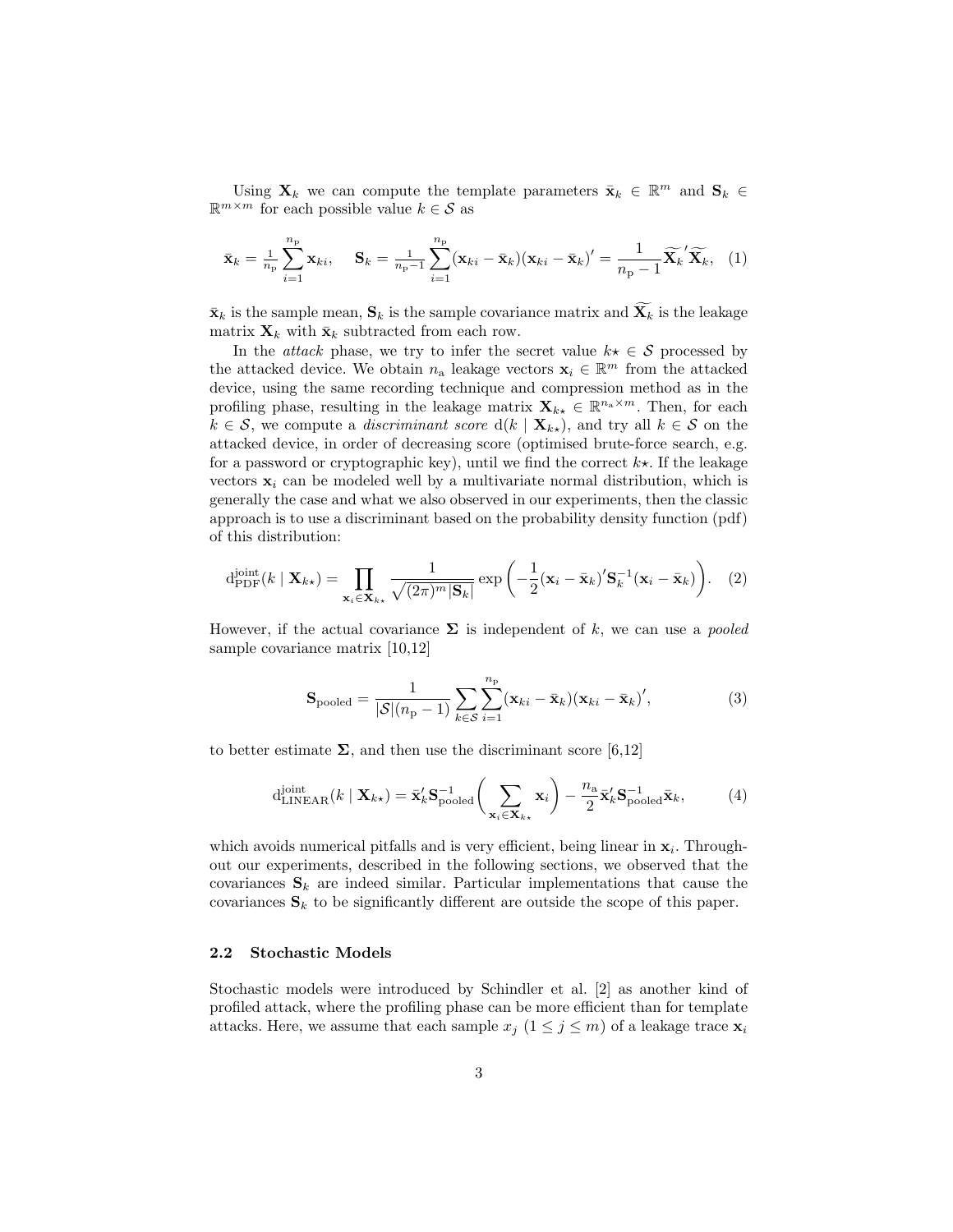Using $\mathbf{X}_k$ we can compute the template parameters $\bar{\mathbf{x}}_k \in \mathbb{R}^m$ and $\mathbf{S}_k \in \mathbb{R}^{m \times m}$ for each possible value $k \in \mathcal{S}$ as

$$\bar{\mathbf{x}}_k = \tfrac{1}{n_\mathrm{p}} \sum_{i=1}^{n_\mathrm{p}} \mathbf{x}_{ki}, \quad \mathbf{S}_k = \tfrac{1}{n_\mathrm{p}-1} \sum_{i=1}^{n_\mathrm{p}} (\mathbf{x}_{ki} - \bar{\mathbf{x}}_k)(\mathbf{x}_{ki} - \bar{\mathbf{x}}_k)' = \frac{1}{n_\mathrm{p} - 1} \widetilde{\mathbf{X}_k}' \widetilde{\mathbf{X}_k}, \quad (1)$$

$\bar{\mathbf{x}}_k$ is the sample mean, $\mathbf{S}_k$ is the sample covariance matrix and $\widetilde{\mathbf{X}_k}$ is the leakage matrix $\mathbf{X}_k$ with $\bar{\mathbf{x}}_k$ subtracted from each row.

In the *attack* phase, we try to infer the secret value $k\star \in \mathcal{S}$ processed by the attacked device. We obtain $n_\mathrm{a}$ leakage vectors $\mathbf{x}_i \in \mathbb{R}^m$ from the attacked device, using the same recording technique and compression method as in the profiling phase, resulting in the leakage matrix $\mathbf{X}_{k\star} \in \mathbb{R}^{n_\mathrm{a} \times m}$. Then, for each $k \in \mathcal{S}$, we compute a *discriminant score* $\mathrm{d}(k \mid \mathbf{X}_{k\star})$, and try all $k \in \mathcal{S}$ on the attacked device, in order of decreasing score (optimised brute-force search, e.g. for a password or cryptographic key), until we find the correct $k\star$. If the leakage vectors $\mathbf{x}_i$ can be modeled well by a multivariate normal distribution, which is generally the case and what we also observed in our experiments, then the classic approach is to use a discriminant based on the probability density function (pdf) of this distribution:

$$\mathrm{d}_{\mathrm{PDF}}^{\mathrm{joint}}(k \mid \mathbf{X}_{k\star}) = \prod_{\mathbf{x}_i \in \mathbf{X}_{k\star}} \frac{1}{\sqrt{(2\pi)^m |\mathbf{S}_k|}} \exp\left( -\frac{1}{2} (\mathbf{x}_i - \bar{\mathbf{x}}_k)' \mathbf{S}_k^{-1} (\mathbf{x}_i - \bar{\mathbf{x}}_k) \right). \quad (2)$$

However, if the actual covariance $\mathbf{\Sigma}$ is independent of $k$, we can use a *pooled* sample covariance matrix [10,12]

$$\mathbf{S}_{\mathrm{pooled}} = \frac{1}{|\mathcal{S}|(n_\mathrm{p} - 1)} \sum_{k \in \mathcal{S}} \sum_{i=1}^{n_\mathrm{p}} (\mathbf{x}_{ki} - \bar{\mathbf{x}}_k)(\mathbf{x}_{ki} - \bar{\mathbf{x}}_k)', \quad (3)$$

to better estimate $\mathbf{\Sigma}$, and then use the discriminant score [6,12]

$$\mathrm{d}_{\mathrm{LINEAR}}^{\mathrm{joint}}(k \mid \mathbf{X}_{k\star}) = \bar{\mathbf{x}}_k' \mathbf{S}_{\mathrm{pooled}}^{-1} \left( \sum_{\mathbf{x}_i \in \mathbf{X}_{k\star}} \mathbf{x}_i \right) - \frac{n_\mathrm{a}}{2} \bar{\mathbf{x}}_k' \mathbf{S}_{\mathrm{pooled}}^{-1} \bar{\mathbf{x}}_k, \quad (4)$$

which avoids numerical pitfalls and is very efficient, being linear in $\mathbf{x}_i$. Throughout our experiments, described in the following sections, we observed that the covariances $\mathbf{S}_k$ are indeed similar. Particular implementations that cause the covariances $\mathbf{S}_k$ to be significantly different are outside the scope of this paper.

### 2.2 Stochastic Models

Stochastic models were introduced by Schindler et al. [2] as another kind of profiled attack, where the profiling phase can be more efficient than for template attacks. Here, we assume that each sample $x_j$ $(1 \leq j \leq m)$ of a leakage trace $\mathbf{x}_i$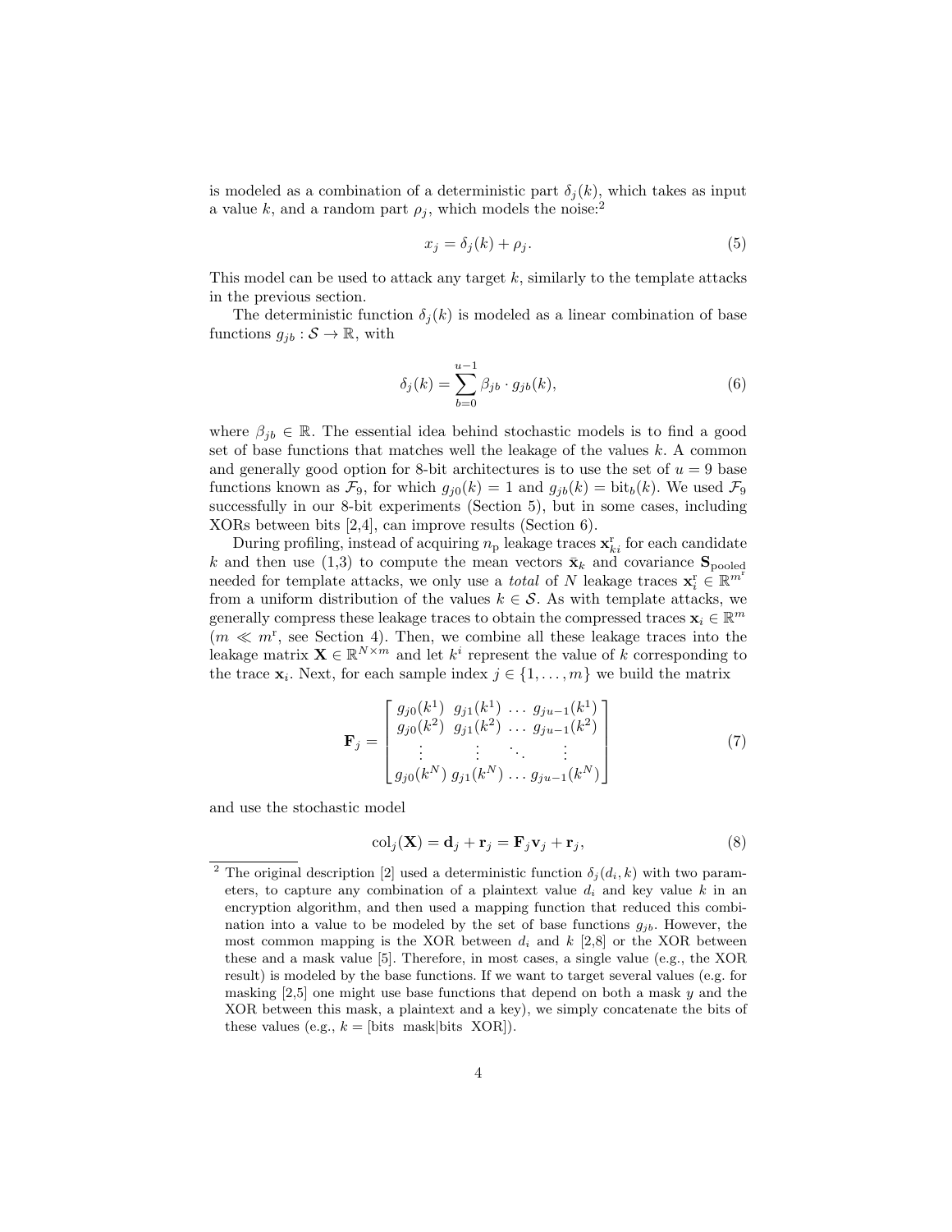is modeled as a combination of a deterministic part $\delta_j(k)$, which takes as input a value $k$, and a random part $\rho_j$, which models the noise:[2]

$$x_j = \delta_j(k) + \rho_j. \tag{5}$$

This model can be used to attack any target $k$, similarly to the template attacks in the previous section.

The deterministic function $\delta_j(k)$ is modeled as a linear combination of base functions $g_{jb} : \mathcal{S} \rightarrow \mathbb{R}$, with

$$\delta_j(k) = \sum_{b=0}^{u-1} \beta_{jb} \cdot g_{jb}(k), \tag{6}$$

where $\beta_{jb} \in \mathbb{R}$. The essential idea behind stochastic models is to find a good set of base functions that matches well the leakage of the values $k$. A common and generally good option for 8-bit architectures is to use the set of $u = 9$ base functions known as $\mathcal{F}_9$, for which $g_{j0}(k) = 1$ and $g_{jb}(k) = \text{bit}_b(k)$. We used $\mathcal{F}_9$ successfully in our 8-bit experiments (Section 5), but in some cases, including XORs between bits [2,4], can improve results (Section 6).

During profiling, instead of acquiring $n_\text{p}$ leakage traces $\mathbf{x}^\text{r}_{ki}$ for each candidate $k$ and then use (1,3) to compute the mean vectors $\bar{\mathbf{x}}_k$ and covariance $\mathbf{S}_\text{pooled}$ needed for template attacks, we only use a *total* of $N$ leakage traces $\mathbf{x}^\text{r}_i \in \mathbb{R}^{m^\text{r}}$ from a uniform distribution of the values $k \in \mathcal{S}$. As with template attacks, we generally compress these leakage traces to obtain the compressed traces $\mathbf{x}_i \in \mathbb{R}^m$ ($m \ll m^\text{r}$, see Section 4). Then, we combine all these leakage traces into the leakage matrix $\mathbf{X} \in \mathbb{R}^{N \times m}$ and let $k^i$ represent the value of $k$ corresponding to the trace $\mathbf{x}_i$. Next, for each sample index $j \in \{1, \ldots, m\}$ we build the matrix

$$\mathbf{F}_j = \begin{bmatrix} g_{j0}(k^1) & g_{j1}(k^1) & \ldots & g_{ju-1}(k^1) \\ g_{j0}(k^2) & g_{j1}(k^2) & \ldots & g_{ju-1}(k^2) \\ \vdots & \vdots & \ddots & \vdots \\ g_{j0}(k^N) & g_{j1}(k^N) & \ldots & g_{ju-1}(k^N) \end{bmatrix} \tag{7}$$

and use the stochastic model

$$\text{col}_j(\mathbf{X}) = \mathbf{d}_j + \mathbf{r}_j = \mathbf{F}_j \mathbf{v}_j + \mathbf{r}_j, \tag{8}$$

---

[2] The original description [2] used a deterministic function $\delta_j(d_i, k)$ with two parameters, to capture any combination of a plaintext value $d_i$ and key value $k$ in an encryption algorithm, and then used a mapping function that reduced this combination into a value to be modeled by the set of base functions $g_{jb}$. However, the most common mapping is the XOR between $d_i$ and $k$ [2,8] or the XOR between these and a mask value [5]. Therefore, in most cases, a single value (e.g., the XOR result) is modeled by the base functions. If we want to target several values (e.g. for masking [2,5] one might use base functions that depend on both a mask $y$ and the XOR between this mask, a plaintext and a key), we simply concatenate the bits of these values (e.g., $k$ = [bits mask|bits XOR]).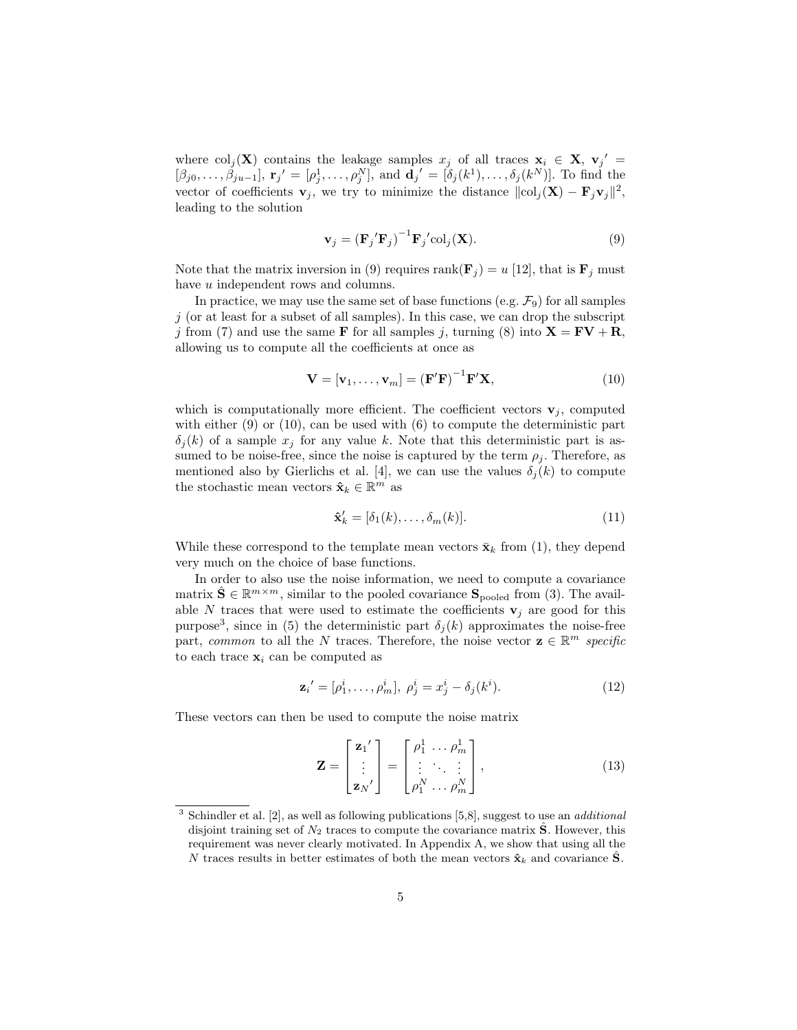where $\text{col}_j(\mathbf{X})$ contains the leakage samples $x_j$ of all traces $\mathbf{x}_i \in \mathbf{X}$, $\mathbf{v}_j{}' = [\beta_{j0}, \ldots, \beta_{ju-1}]$, $\mathbf{r}_j{}' = [\rho_j^1, \ldots, \rho_j^N]$, and $\mathbf{d}_j{}' = [\delta_j(k^1), \ldots, \delta_j(k^N)]$. To find the vector of coefficients $\mathbf{v}_j$, we try to minimize the distance $\|\text{col}_j(\mathbf{X}) - \mathbf{F}_j \mathbf{v}_j\|^2$, leading to the solution

$$\mathbf{v}_j = \left(\mathbf{F}_j{}'\mathbf{F}_j\right)^{-1} \mathbf{F}_j{}'\text{col}_j(\mathbf{X}). \tag{9}$$

Note that the matrix inversion in (9) requires $\text{rank}(\mathbf{F}_j) = u$ [12], that is $\mathbf{F}_j$ must have $u$ independent rows and columns.

In practice, we may use the same set of base functions (e.g. $\mathcal{F}_9$) for all samples $j$ (or at least for a subset of all samples). In this case, we can drop the subscript $j$ from (7) and use the same $\mathbf{F}$ for all samples $j$, turning (8) into $\mathbf{X} = \mathbf{F}\mathbf{V} + \mathbf{R}$, allowing us to compute all the coefficients at once as

$$\mathbf{V} = [\mathbf{v}_1, \ldots, \mathbf{v}_m] = \left(\mathbf{F}'\mathbf{F}\right)^{-1} \mathbf{F}'\mathbf{X}, \tag{10}$$

which is computationally more efficient. The coefficient vectors $\mathbf{v}_j$, computed with either (9) or (10), can be used with (6) to compute the deterministic part $\delta_j(k)$ of a sample $x_j$ for any value $k$. Note that this deterministic part is assumed to be noise-free, since the noise is captured by the term $\rho_j$. Therefore, as mentioned also by Gierlichs et al. [4], we can use the values $\delta_j(k)$ to compute the stochastic mean vectors $\hat{\mathbf{x}}_k \in \mathbb{R}^m$ as

$$\hat{\mathbf{x}}_k' = [\delta_1(k), \ldots, \delta_m(k)]. \tag{11}$$

While these correspond to the template mean vectors $\bar{\mathbf{x}}_k$ from (1), they depend very much on the choice of base functions.

In order to also use the noise information, we need to compute a covariance matrix $\hat{\mathbf{S}} \in \mathbb{R}^{m \times m}$, similar to the pooled covariance $\mathbf{S}_{\text{pooled}}$ from (3). The available $N$ traces that were used to estimate the coefficients $\mathbf{v}_j$ are good for this purpose[3], since in (5) the deterministic part $\delta_j(k)$ approximates the noise-free part, *common* to all the $N$ traces. Therefore, the noise vector $\mathbf{z} \in \mathbb{R}^m$ *specific* to each trace $\mathbf{x}_i$ can be computed as

$$\mathbf{z}_i{}' = [\rho_1^i, \ldots, \rho_m^i], \; \rho_j^i = x_j^i - \delta_j(k^i). \tag{12}$$

These vectors can then be used to compute the noise matrix

$$\mathbf{Z} = \begin{bmatrix} \mathbf{z}_1{}' \\ \vdots \\ \mathbf{z}_N{}' \end{bmatrix} = \begin{bmatrix} \rho_1^1 & \cdots & \rho_m^1 \\ \vdots & \ddots & \vdots \\ \rho_1^N & \cdots & \rho_m^N \end{bmatrix}, \tag{13}$$

---

[3] Schindler et al. [2], as well as following publications [5,8], suggest to use an *additional* disjoint training set of $N_2$ traces to compute the covariance matrix $\hat{\mathbf{S}}$. However, this requirement was never clearly motivated. In Appendix A, we show that using all the $N$ traces results in better estimates of both the mean vectors $\hat{\mathbf{x}}_k$ and covariance $\hat{\mathbf{S}}$.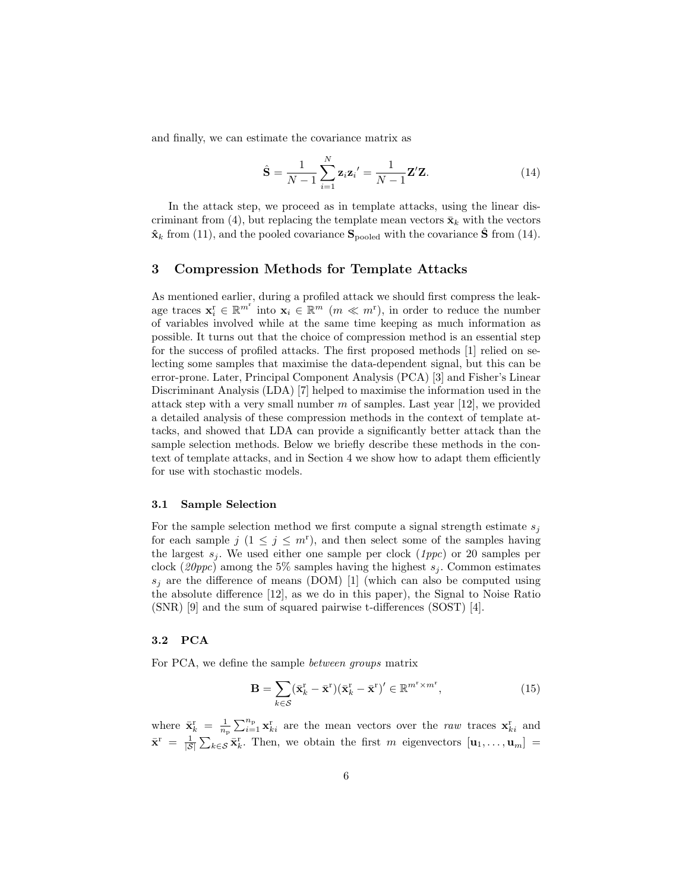and finally, we can estimate the covariance matrix as

$$\hat{\mathbf{S}} = \frac{1}{N-1} \sum_{i=1}^{N} \mathbf{z}_i {\mathbf{z}_i}' = \frac{1}{N-1} \mathbf{Z}'\mathbf{Z}. \tag{14}$$

In the attack step, we proceed as in template attacks, using the linear discriminant from (4), but replacing the template mean vectors $\bar{\mathbf{x}}_k$ with the vectors $\hat{\mathbf{x}}_k$ from (11), and the pooled covariance $\mathbf{S}_{\text{pooled}}$ with the covariance $\hat{\mathbf{S}}$ from (14).

## 3 Compression Methods for Template Attacks

As mentioned earlier, during a profiled attack we should first compress the leakage traces $\mathbf{x}_i^{\text{r}} \in \mathbb{R}^{m^{\text{r}}}$ into $\mathbf{x}_i \in \mathbb{R}^m$ ($m \ll m^{\text{r}}$), in order to reduce the number of variables involved while at the same time keeping as much information as possible. It turns out that the choice of compression method is an essential step for the success of profiled attacks. The first proposed methods [1] relied on selecting some samples that maximise the data-dependent signal, but this can be error-prone. Later, Principal Component Analysis (PCA) [3] and Fisher's Linear Discriminant Analysis (LDA) [7] helped to maximise the information used in the attack step with a very small number $m$ of samples. Last year [12], we provided a detailed analysis of these compression methods in the context of template attacks, and showed that LDA can provide a significantly better attack than the sample selection methods. Below we briefly describe these methods in the context of template attacks, and in Section 4 we show how to adapt them efficiently for use with stochastic models.

### 3.1 Sample Selection

For the sample selection method we first compute a signal strength estimate $s_j$ for each sample $j$ ($1 \leq j \leq m^{\text{r}}$), and then select some of the samples having the largest $s_j$. We used either one sample per clock (*1ppc*) or 20 samples per clock (*20ppc*) among the 5% samples having the highest $s_j$. Common estimates $s_j$ are the difference of means (DOM) [1] (which can also be computed using the absolute difference [12], as we do in this paper), the Signal to Noise Ratio (SNR) [9] and the sum of squared pairwise t-differences (SOST) [4].

### 3.2 PCA

For PCA, we define the sample *between groups* matrix

$$\mathbf{B} = \sum_{k \in \mathcal{S}} (\bar{\mathbf{x}}_k^{\text{r}} - \bar{\mathbf{x}}^{\text{r}})(\bar{\mathbf{x}}_k^{\text{r}} - \bar{\mathbf{x}}^{\text{r}})' \in \mathbb{R}^{m^{\text{r}} \times m^{\text{r}}}, \tag{15}$$

where $\bar{\mathbf{x}}_k^{\text{r}} = \frac{1}{n_{\text{p}}} \sum_{i=1}^{n_{\text{p}}} \mathbf{x}_{ki}^{\text{r}}$ are the mean vectors over the *raw* traces $\mathbf{x}_{ki}^{\text{r}}$ and $\bar{\mathbf{x}}^{\text{r}} = \frac{1}{|\mathcal{S}|} \sum_{k \in \mathcal{S}} \bar{\mathbf{x}}_k^{\text{r}}$. Then, we obtain the first $m$ eigenvectors $[\mathbf{u}_1, \ldots, \mathbf{u}_m] =$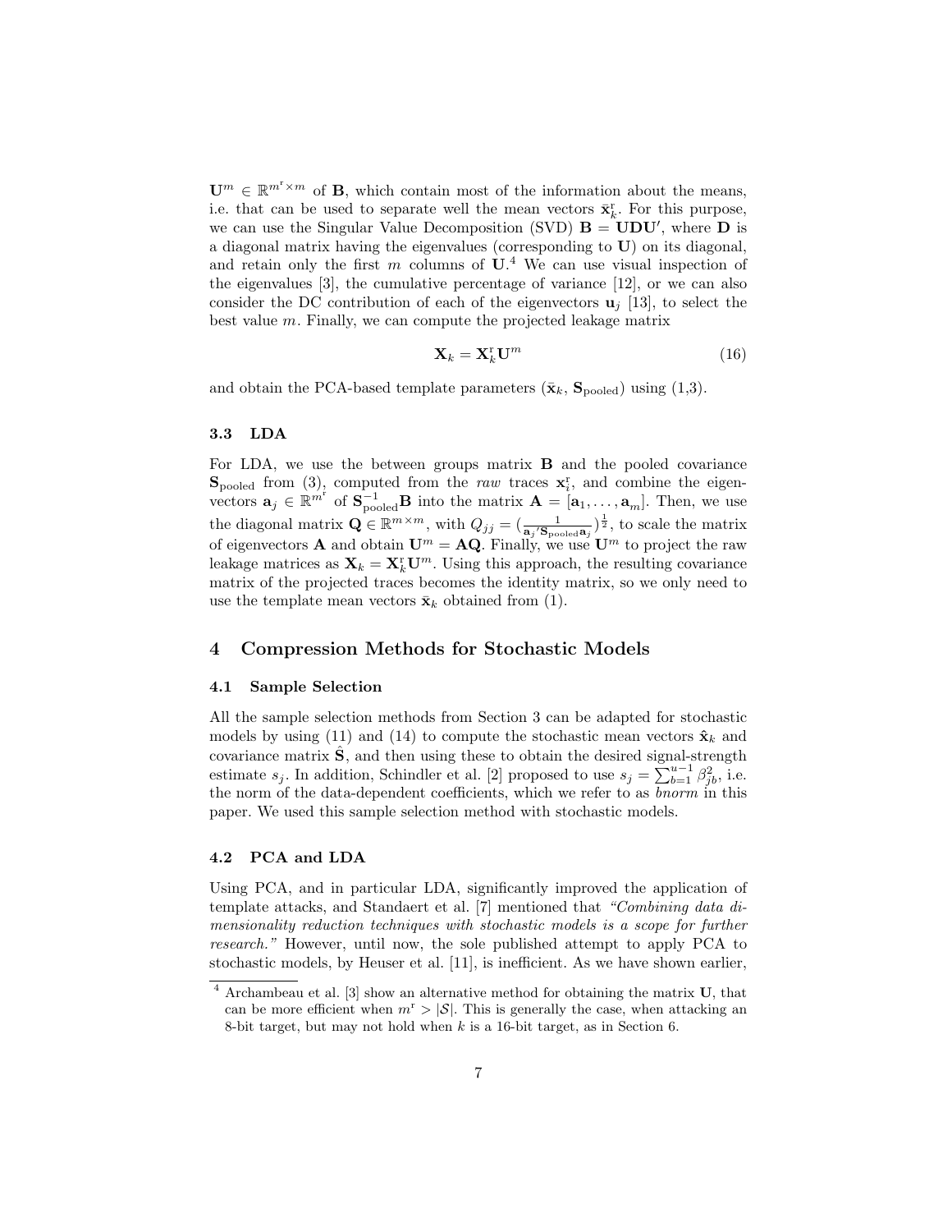$\mathbf{U}^m \in \mathbb{R}^{m^{\mathrm{r}} \times m}$ of $\mathbf{B}$, which contain most of the information about the means, i.e. that can be used to separate well the mean vectors $\bar{\mathbf{x}}_k^{\mathrm{r}}$. For this purpose, we can use the Singular Value Decomposition (SVD) $\mathbf{B} = \mathbf{U}\mathbf{D}\mathbf{U}'$, where $\mathbf{D}$ is a diagonal matrix having the eigenvalues (corresponding to $\mathbf{U}$) on its diagonal, and retain only the first $m$ columns of $\mathbf{U}$.[4] We can use visual inspection of the eigenvalues [3], the cumulative percentage of variance [12], or we can also consider the DC contribution of each of the eigenvectors $\mathbf{u}_j$ [13], to select the best value $m$. Finally, we can compute the projected leakage matrix

$$\mathbf{X}_k = \mathbf{X}_k^{\mathrm{r}} \mathbf{U}^m \tag{16}$$

and obtain the PCA-based template parameters ($\bar{\mathbf{x}}_k$, $\mathbf{S}_{\mathrm{pooled}}$) using (1,3).

### 3.3 LDA

For LDA, we use the between groups matrix $\mathbf{B}$ and the pooled covariance $\mathbf{S}_{\mathrm{pooled}}$ from (3), computed from the *raw* traces $\mathbf{x}_i^{\mathrm{r}}$, and combine the eigenvectors $\mathbf{a}_j \in \mathbb{R}^{m^{\mathrm{r}}}$ of $\mathbf{S}_{\mathrm{pooled}}^{-1}\mathbf{B}$ into the matrix $\mathbf{A} = [\mathbf{a}_1, \ldots, \mathbf{a}_m]$. Then, we use the diagonal matrix $\mathbf{Q} \in \mathbb{R}^{m \times m}$, with $Q_{jj} = (\frac{1}{\mathbf{a}_j{}'\mathbf{S}_{\mathrm{pooled}}\mathbf{a}_j})^{\frac{1}{2}}$, to scale the matrix of eigenvectors $\mathbf{A}$ and obtain $\mathbf{U}^m = \mathbf{A}\mathbf{Q}$. Finally, we use $\mathbf{U}^m$ to project the raw leakage matrices as $\mathbf{X}_k = \mathbf{X}_k^{\mathrm{r}}\mathbf{U}^m$. Using this approach, the resulting covariance matrix of the projected traces becomes the identity matrix, so we only need to use the template mean vectors $\bar{\mathbf{x}}_k$ obtained from (1).

## 4 Compression Methods for Stochastic Models

### 4.1 Sample Selection

All the sample selection methods from Section 3 can be adapted for stochastic models by using (11) and (14) to compute the stochastic mean vectors $\hat{\mathbf{x}}_k$ and covariance matrix $\hat{\mathbf{S}}$, and then using these to obtain the desired signal-strength estimate $s_j$. In addition, Schindler et al. [2] proposed to use $s_j = \sum_{b=1}^{u-1} \beta_{jb}^2$, i.e. the norm of the data-dependent coefficients, which we refer to as *bnorm* in this paper. We used this sample selection method with stochastic models.

### 4.2 PCA and LDA

Using PCA, and in particular LDA, significantly improved the application of template attacks, and Standaert et al. [7] mentioned that *"Combining data dimensionality reduction techniques with stochastic models is a scope for further research."* However, until now, the sole published attempt to apply PCA to stochastic models, by Heuser et al. [11], is inefficient. As we have shown earlier,

---

[4] Archambeau et al. [3] show an alternative method for obtaining the matrix $\mathbf{U}$, that can be more efficient when $m^{\mathrm{r}} > |\mathcal{S}|$. This is generally the case, when attacking an 8-bit target, but may not hold when $k$ is a 16-bit target, as in Section 6.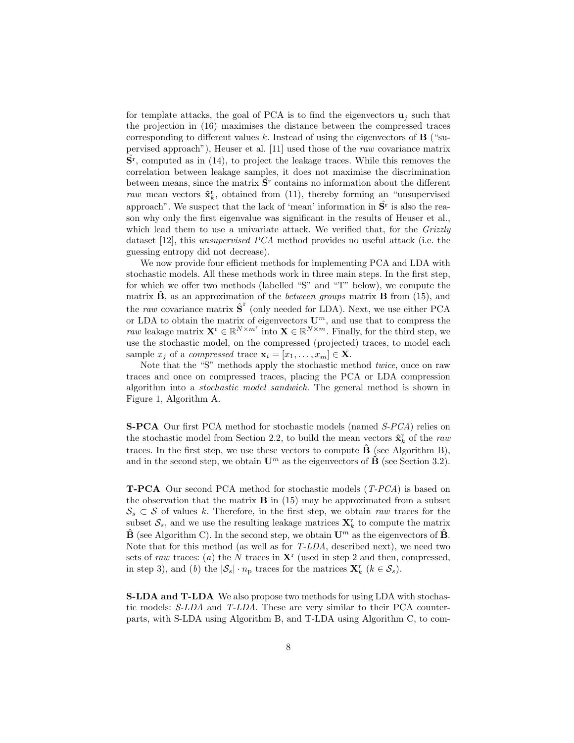for template attacks, the goal of PCA is to find the eigenvectors $\mathbf{u}_j$ such that the projection in (16) maximises the distance between the compressed traces corresponding to different values $k$. Instead of using the eigenvectors of $\mathbf{B}$ ("supervised approach"), Heuser et al. [11] used those of the *raw* covariance matrix $\hat{\mathbf{S}}^{\mathrm{r}}$, computed as in (14), to project the leakage traces. While this removes the correlation between leakage samples, it does not maximise the discrimination between means, since the matrix $\hat{\mathbf{S}}^{\mathrm{r}}$ contains no information about the different *raw* mean vectors $\hat{\mathbf{x}}^{\mathrm{r}}_k$, obtained from (11), thereby forming an "unsupervised approach". We suspect that the lack of 'mean' information in $\hat{\mathbf{S}}^{\mathrm{r}}$ is also the reason why only the first eigenvalue was significant in the results of Heuser et al., which lead them to use a univariate attack. We verified that, for the *Grizzly* dataset [12], this *unsupervised PCA* method provides no useful attack (i.e. the guessing entropy did not decrease).

We now provide four efficient methods for implementing PCA and LDA with stochastic models. All these methods work in three main steps. In the first step, for which we offer two methods (labelled "S" and "T" below), we compute the matrix $\hat{\mathbf{B}}$, as an approximation of the *between groups* matrix $\mathbf{B}$ from (15), and the *raw* covariance matrix $\hat{\mathbf{S}}^{\mathrm{r}}$ (only needed for LDA). Next, we use either PCA or LDA to obtain the matrix of eigenvectors $\mathbf{U}^m$, and use that to compress the *raw* leakage matrix $\mathbf{X}^{\mathrm{r}} \in \mathbb{R}^{N \times m^{\mathrm{r}}}$ into $\mathbf{X} \in \mathbb{R}^{N \times m}$. Finally, for the third step, we use the stochastic model, on the compressed (projected) traces, to model each sample $x_j$ of a *compressed* trace $\mathbf{x}_i = [x_1, \ldots, x_m] \in \mathbf{X}$.

Note that the "S" methods apply the stochastic method *twice*, once on raw traces and once on compressed traces, placing the PCA or LDA compression algorithm into a *stochastic model sandwich*. The general method is shown in Figure 1, Algorithm A.

**S-PCA** Our first PCA method for stochastic models (named *S-PCA*) relies on the stochastic model from Section 2.2, to build the mean vectors $\hat{\mathbf{x}}^{\mathrm{r}}_k$ of the *raw* traces. In the first step, we use these vectors to compute $\hat{\mathbf{B}}$ (see Algorithm B), and in the second step, we obtain $\mathbf{U}^m$ as the eigenvectors of $\hat{\mathbf{B}}$ (see Section 3.2).

**T-PCA** Our second PCA method for stochastic models (*T-PCA*) is based on the observation that the matrix $\mathbf{B}$ in (15) may be approximated from a subset $\mathcal{S}_s \subset \mathcal{S}$ of values $k$. Therefore, in the first step, we obtain *raw* traces for the subset $\mathcal{S}_s$, and we use the resulting leakage matrices $\mathbf{X}^{\mathrm{r}}_k$ to compute the matrix $\hat{\mathbf{B}}$ (see Algorithm C). In the second step, we obtain $\mathbf{U}^m$ as the eigenvectors of $\hat{\mathbf{B}}$. Note that for this method (as well as for *T-LDA*, described next), we need two sets of *raw* traces: (*a*) the $N$ traces in $\mathbf{X}^{\mathrm{r}}$ (used in step 2 and then, compressed, in step 3), and (*b*) the $|\mathcal{S}_s| \cdot n_{\mathrm{p}}$ traces for the matrices $\mathbf{X}^{\mathrm{r}}_k$ ($k \in \mathcal{S}_s$).

**S-LDA and T-LDA** We also propose two methods for using LDA with stochastic models: *S-LDA* and *T-LDA*. These are very similar to their PCA counterparts, with S-LDA using Algorithm B, and T-LDA using Algorithm C, to com-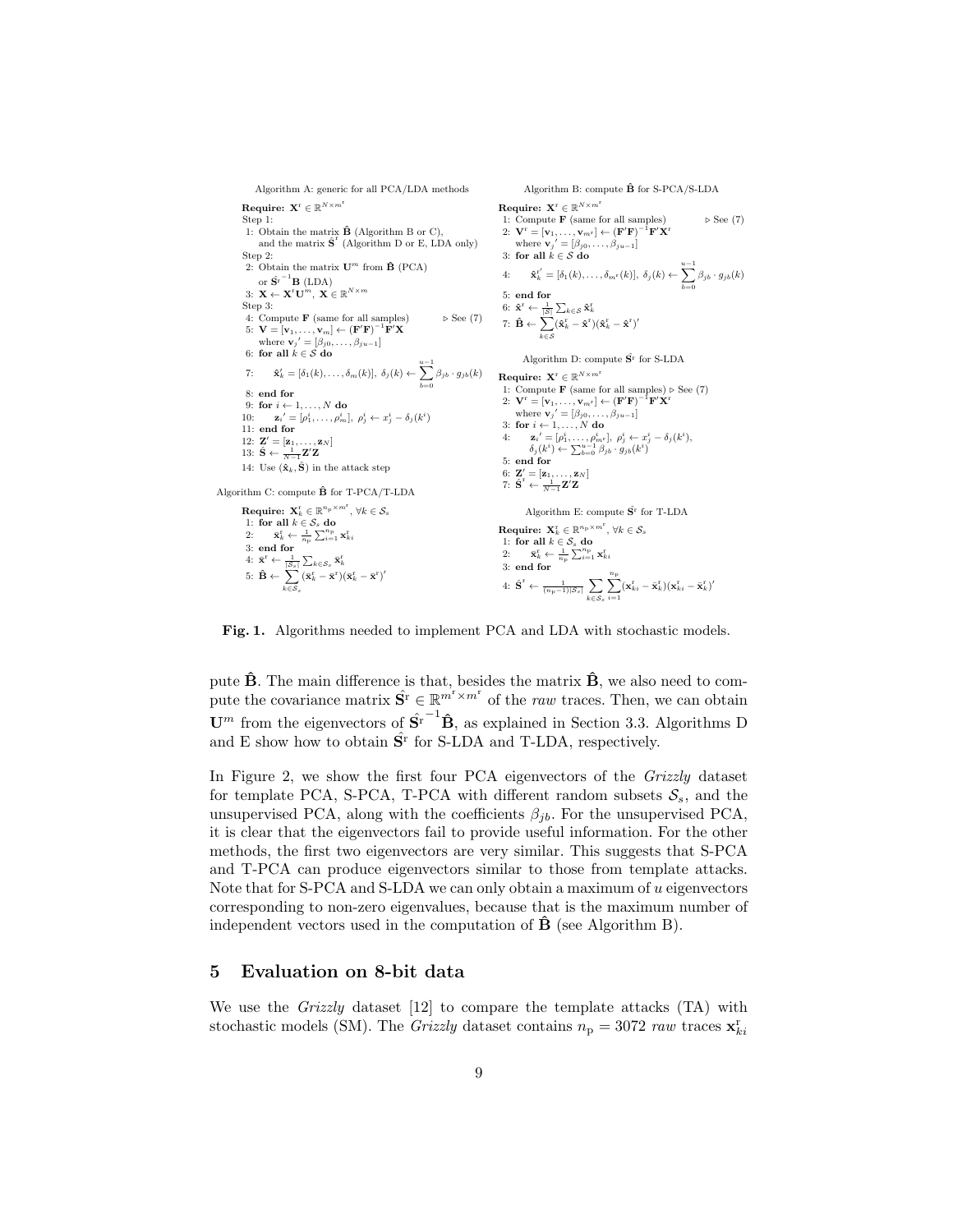Algorithm A: generic for all PCA/LDA methods

**Require:** $\mathbf{X}^{\mathrm{r}} \in \mathbb{R}^{N \times m^{\mathrm{r}}}$

Step 1:

1: Obtain the matrix $\hat{\mathbf{B}}$ (Algorithm B or C), and the matrix $\hat{\mathbf{S}}^{\mathrm{r}}$ (Algorithm D or E, LDA only)

Step 2:

2: Obtain the matrix $\mathbf{U}^m$ from $\hat{\mathbf{B}}$ (PCA) or $\hat{\mathbf{S}}^{\mathrm{r}^{-1}}\mathbf{B}$ (LDA)

3: $\mathbf{X} \leftarrow \mathbf{X}^{\mathrm{r}}\mathbf{U}^m$, $\mathbf{X} \in \mathbb{R}^{N \times m}$

Step 3:

4: Compute $\mathbf{F}$ (same for all samples) ▷ See (7)

5: $\mathbf{V} = [\mathbf{v}_1, \ldots, \mathbf{v}_m] \leftarrow (\mathbf{F}'\mathbf{F})^{-1}\mathbf{F}'\mathbf{X}$ where $\mathbf{v}_j{}' = [\beta_{j0}, \ldots, \beta_{ju-1}]$

6: **for all** $k \in \mathcal{S}$ **do**

7: $\quad \hat{\mathbf{x}}_k' = [\delta_1(k), \ldots, \delta_m(k)]$, $\delta_j(k) \leftarrow \sum_{b=0}^{u-1} \beta_{jb} \cdot g_{jb}(k)$

8: **end for**

9: **for** $i \leftarrow 1, \ldots, N$ **do**

10: $\quad \mathbf{z}_i{}' = [\rho_1^i, \ldots, \rho_m^i]$, $\rho_j^i \leftarrow x_j^i - \delta_j(k^i)$

11: **end for**

12: $\mathbf{Z}' = [\mathbf{z}_1, \ldots, \mathbf{z}_N]$

13: $\hat{\mathbf{S}} \leftarrow \frac{1}{N-1}\mathbf{Z}'\mathbf{Z}$

14: Use $(\hat{\mathbf{x}}_k, \hat{\mathbf{S}})$ in the attack step

Algorithm B: compute $\hat{\mathbf{B}}$ for S-PCA/S-LDA

**Require:** $\mathbf{X}^{\mathrm{r}} \in \mathbb{R}^{N \times m^{\mathrm{r}}}$

1: Compute $\mathbf{F}$ (same for all samples) ▷ See (7)

2: $\mathbf{V}^{\mathrm{r}} = [\mathbf{v}_1, \ldots, \mathbf{v}_{m^{\mathrm{r}}}] \leftarrow (\mathbf{F}'\mathbf{F})^{-1}\mathbf{F}'\mathbf{X}^{\mathrm{r}}$ where $\mathbf{v}_j{}' = [\beta_{j0}, \ldots, \beta_{ju-1}]$

3: **for all** $k \in \mathcal{S}$ **do**

4: $\quad \hat{\mathbf{x}}_k^{\mathrm{r}\prime} = [\delta_1(k), \ldots, \delta_{m^{\mathrm{r}}}(k)]$, $\delta_j(k) \leftarrow \sum_{b=0}^{u-1} \beta_{jb} \cdot g_{jb}(k)$

5: **end for**

6: $\hat{\mathbf{x}}^{\mathrm{r}} \leftarrow \frac{1}{|\mathcal{S}|}\sum_{k \in \mathcal{S}} \hat{\mathbf{x}}_k^{\mathrm{r}}$

7: $\hat{\mathbf{B}} \leftarrow \sum_{k \in \mathcal{S}} (\hat{\mathbf{x}}_k^{\mathrm{r}} - \hat{\mathbf{x}}^{\mathrm{r}})(\hat{\mathbf{x}}_k^{\mathrm{r}} - \hat{\mathbf{x}}^{\mathrm{r}})'$

Algorithm C: compute $\hat{\mathbf{B}}$ for T-PCA/T-LDA

**Require:** $\mathbf{X}_k^{\mathrm{r}} \in \mathbb{R}^{n_{\mathrm{p}} \times m^{\mathrm{r}}}, \forall k \in \mathcal{S}_s$

1: **for all** $k \in \mathcal{S}_s$ **do**

2: $\quad \bar{\mathbf{x}}_k^{\mathrm{r}} \leftarrow \frac{1}{n_{\mathrm{p}}}\sum_{i=1}^{n_{\mathrm{p}}} \mathbf{x}_{ki}^{\mathrm{r}}$

3: **end for**

4: $\bar{\mathbf{x}}^{\mathrm{r}} \leftarrow \frac{1}{|\mathcal{S}_s|}\sum_{k \in \mathcal{S}_s} \bar{\mathbf{x}}_k^{\mathrm{r}}$

5: $\hat{\mathbf{B}} \leftarrow \sum_{k \in \mathcal{S}_s} (\bar{\mathbf{x}}_k^{\mathrm{r}} - \bar{\mathbf{x}}^{\mathrm{r}})(\bar{\mathbf{x}}_k^{\mathrm{r}} - \bar{\mathbf{x}}^{\mathrm{r}})'$

Algorithm D: compute $\hat{\mathbf{S}}^{\mathrm{r}}$ for S-LDA

**Require:** $\mathbf{X}^{\mathrm{r}} \in \mathbb{R}^{N \times m^{\mathrm{r}}}$

1: Compute $\mathbf{F}$ (same for all samples) ▷ See (7)

2: $\mathbf{V}^{\mathrm{r}} = [\mathbf{v}_1, \ldots, \mathbf{v}_{m^{\mathrm{r}}}] \leftarrow (\mathbf{F}'\mathbf{F})^{-1}\mathbf{F}'\mathbf{X}^{\mathrm{r}}$ where $\mathbf{v}_j{}' = [\beta_{j0}, \ldots, \beta_{ju-1}]$

3: **for** $i \leftarrow 1, \ldots, N$ **do**

4: $\quad \mathbf{z}_i{}' = [\rho_1^i, \ldots, \rho_{m^{\mathrm{r}}}^i]$, $\rho_j^i \leftarrow x_j^i - \delta_j(k^i)$, $\delta_j(k^i) \leftarrow \sum_{b=0}^{u-1} \beta_{jb} \cdot g_{jb}(k^i)$

5: **end for**

6: $\mathbf{Z}' = [\mathbf{z}_1, \ldots, \mathbf{z}_N]$

7: $\hat{\mathbf{S}}^{\mathrm{r}} \leftarrow \frac{1}{N-1}\mathbf{Z}'\mathbf{Z}$

Algorithm E: compute $\hat{\mathbf{S}}^{\mathrm{r}}$ for T-LDA

**Require:** $\mathbf{X}_k^{\mathrm{r}} \in \mathbb{R}^{n_{\mathrm{p}} \times m^{\mathrm{r}}}, \forall k \in \mathcal{S}_s$

1: **for all** $k \in \mathcal{S}_s$ **do**

2: $\quad \bar{\mathbf{x}}_k^{\mathrm{r}} \leftarrow \frac{1}{n_{\mathrm{p}}}\sum_{i=1}^{n_{\mathrm{p}}} \mathbf{x}_{ki}^{\mathrm{r}}$

3: **end for**

4: $\hat{\mathbf{S}}^{\mathrm{r}} \leftarrow \frac{1}{(n_{\mathrm{p}}-1)|\mathcal{S}_s|}\sum_{k \in \mathcal{S}_s}\sum_{i=1}^{n_{\mathrm{p}}} (\mathbf{x}_{ki}^{\mathrm{r}} - \bar{\mathbf{x}}_k^{\mathrm{r}})(\mathbf{x}_{ki}^{\mathrm{r}} - \bar{\mathbf{x}}_k^{\mathrm{r}})'$

**Fig. 1.** Algorithms needed to implement PCA and LDA with stochastic models.

pute $\hat{\mathbf{B}}$. The main difference is that, besides the matrix $\hat{\mathbf{B}}$, we also need to compute the covariance matrix $\hat{\mathbf{S}}^{\mathrm{r}} \in \mathbb{R}^{m^{\mathrm{r}} \times m^{\mathrm{r}}}$ of the *raw* traces. Then, we can obtain $\mathbf{U}^m$ from the eigenvectors of $\hat{\mathbf{S}}^{\mathrm{r}^{-1}}\hat{\mathbf{B}}$, as explained in Section 3.3. Algorithms D and E show how to obtain $\hat{\mathbf{S}}^{\mathrm{r}}$ for S-LDA and T-LDA, respectively.

In Figure 2, we show the first four PCA eigenvectors of the *Grizzly* dataset for template PCA, S-PCA, T-PCA with different random subsets $\mathcal{S}_s$, and the unsupervised PCA, along with the coefficients $\beta_{jb}$. For the unsupervised PCA, it is clear that the eigenvectors fail to provide useful information. For the other methods, the first two eigenvectors are very similar. This suggests that S-PCA and T-PCA can produce eigenvectors similar to those from template attacks. Note that for S-PCA and S-LDA we can only obtain a maximum of $u$ eigenvectors corresponding to non-zero eigenvalues, because that is the maximum number of independent vectors used in the computation of $\hat{\mathbf{B}}$ (see Algorithm B).

## 5 Evaluation on 8-bit data

We use the *Grizzly* dataset [12] to compare the template attacks (TA) with stochastic models (SM). The *Grizzly* dataset contains $n_{\mathrm{p}} = 3072$ *raw* traces $\mathbf{x}_{ki}^{\mathrm{r}}$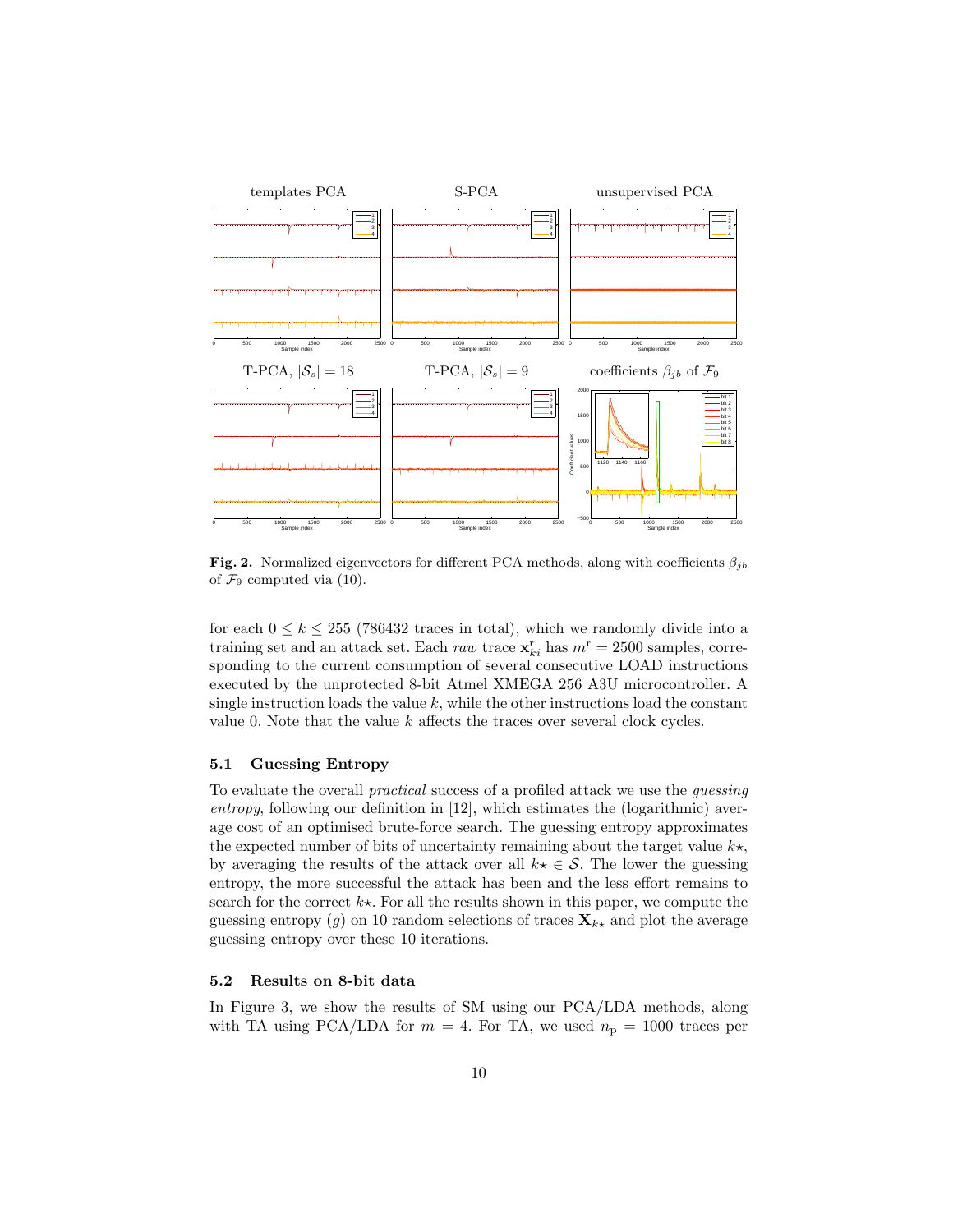**Fig. 2.** Normalized eigenvectors for different PCA methods, along with coefficients $\beta_{jb}$ of $\mathcal{F}_9$ computed via (10).

for each $0 \leq k \leq 255$ (786432 traces in total), which we randomly divide into a training set and an attack set. Each *raw* trace $\mathbf{x}^{\mathrm{r}}_{ki}$ has $m^{\mathrm{r}} = 2500$ samples, corresponding to the current consumption of several consecutive LOAD instructions executed by the unprotected 8-bit Atmel XMEGA 256 A3U microcontroller. A single instruction loads the value $k$, while the other instructions load the constant value 0. Note that the value $k$ affects the traces over several clock cycles.

### 5.1 Guessing Entropy

To evaluate the overall *practical* success of a profiled attack we use the *guessing entropy*, following our definition in [12], which estimates the (logarithmic) average cost of an optimised brute-force search. The guessing entropy approximates the expected number of bits of uncertainty remaining about the target value $k\star$, by averaging the results of the attack over all $k\star \in \mathcal{S}$. The lower the guessing entropy, the more successful the attack has been and the less effort remains to search for the correct $k\star$. For all the results shown in this paper, we compute the guessing entropy ($g$) on 10 random selections of traces $\mathbf{X}_{k\star}$ and plot the average guessing entropy over these 10 iterations.

### 5.2 Results on 8-bit data

In Figure 3, we show the results of SM using our PCA/LDA methods, along with TA using PCA/LDA for $m = 4$. For TA, we used $n_{\mathrm{p}} = 1000$ traces per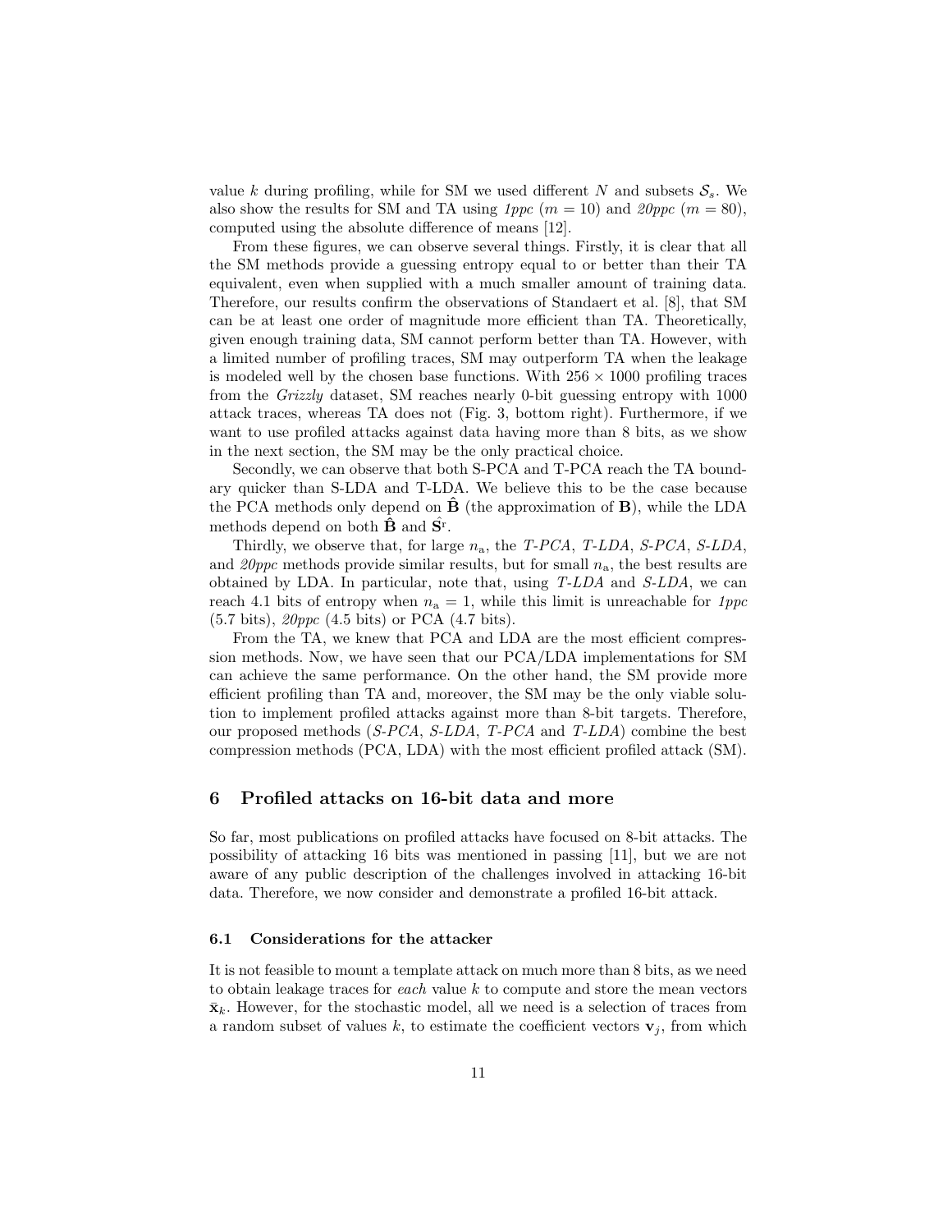value $k$ during profiling, while for SM we used different $N$ and subsets $\mathcal{S}_s$. We also show the results for SM and TA using *1ppc* ($m = 10$) and *20ppc* ($m = 80$), computed using the absolute difference of means [12].

From these figures, we can observe several things. Firstly, it is clear that all the SM methods provide a guessing entropy equal to or better than their TA equivalent, even when supplied with a much smaller amount of training data. Therefore, our results confirm the observations of Standaert et al. [8], that SM can be at least one order of magnitude more efficient than TA. Theoretically, given enough training data, SM cannot perform better than TA. However, with a limited number of profiling traces, SM may outperform TA when the leakage is modeled well by the chosen base functions. With $256 \times 1000$ profiling traces from the *Grizzly* dataset, SM reaches nearly 0-bit guessing entropy with 1000 attack traces, whereas TA does not (Fig. 3, bottom right). Furthermore, if we want to use profiled attacks against data having more than 8 bits, as we show in the next section, the SM may be the only practical choice.

Secondly, we can observe that both S-PCA and T-PCA reach the TA boundary quicker than S-LDA and T-LDA. We believe this to be the case because the PCA methods only depend on $\hat{\mathbf{B}}$ (the approximation of $\mathbf{B}$), while the LDA methods depend on both $\hat{\mathbf{B}}$ and $\hat{\mathbf{S}}^{\mathrm{r}}$.

Thirdly, we observe that, for large $n_{\mathrm{a}}$, the *T-PCA*, *T-LDA*, *S-PCA*, *S-LDA*, and *20ppc* methods provide similar results, but for small $n_{\mathrm{a}}$, the best results are obtained by LDA. In particular, note that, using *T-LDA* and *S-LDA*, we can reach 4.1 bits of entropy when $n_{\mathrm{a}} = 1$, while this limit is unreachable for *1ppc* (5.7 bits), *20ppc* (4.5 bits) or PCA (4.7 bits).

From the TA, we knew that PCA and LDA are the most efficient compression methods. Now, we have seen that our PCA/LDA implementations for SM can achieve the same performance. On the other hand, the SM provide more efficient profiling than TA and, moreover, the SM may be the only viable solution to implement profiled attacks against more than 8-bit targets. Therefore, our proposed methods (*S-PCA*, *S-LDA*, *T-PCA* and *T-LDA*) combine the best compression methods (PCA, LDA) with the most efficient profiled attack (SM).

## 6 Profiled attacks on 16-bit data and more

So far, most publications on profiled attacks have focused on 8-bit attacks. The possibility of attacking 16 bits was mentioned in passing [11], but we are not aware of any public description of the challenges involved in attacking 16-bit data. Therefore, we now consider and demonstrate a profiled 16-bit attack.

### 6.1 Considerations for the attacker

It is not feasible to mount a template attack on much more than 8 bits, as we need to obtain leakage traces for *each* value $k$ to compute and store the mean vectors $\bar{\mathbf{x}}_k$. However, for the stochastic model, all we need is a selection of traces from a random subset of values $k$, to estimate the coefficient vectors $\mathbf{v}_j$, from which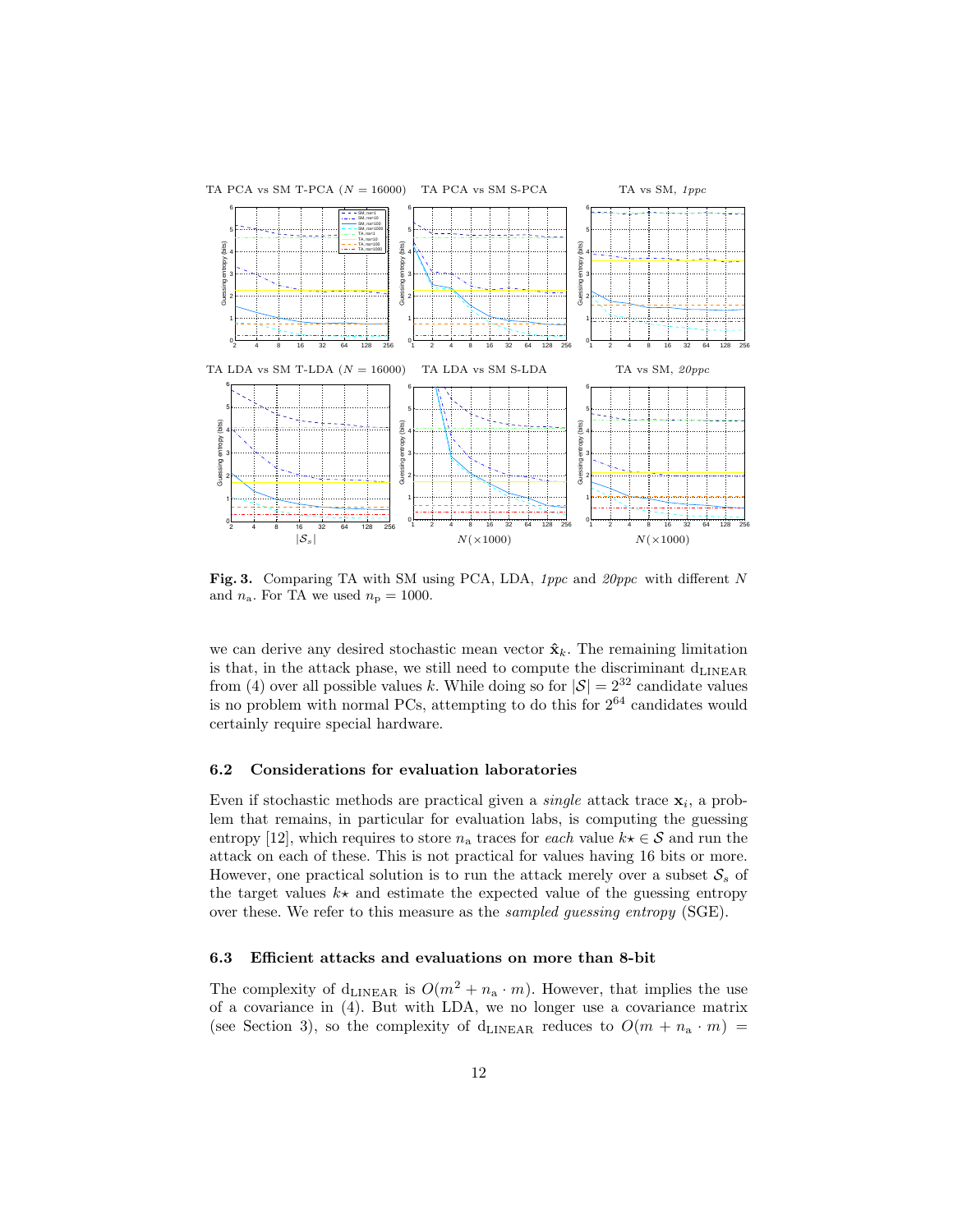**Fig. 3.** Comparing TA with SM using PCA, LDA, *1ppc* and *20ppc* with different $N$ and $n_a$. For TA we used $n_p = 1000$.

we can derive any desired stochastic mean vector $\hat{\mathbf{x}}_k$. The remaining limitation is that, in the attack phase, we still need to compute the discriminant $d_{\text{LINEAR}}$ from (4) over all possible values $k$. While doing so for $|\mathcal{S}| = 2^{32}$ candidate values is no problem with normal PCs, attempting to do this for $2^{64}$ candidates would certainly require special hardware.

### 6.2 Considerations for evaluation laboratories

Even if stochastic methods are practical given a *single* attack trace $\mathbf{x}_i$, a problem that remains, in particular for evaluation labs, is computing the guessing entropy [12], which requires to store $n_a$ traces for *each* value $k\star \in \mathcal{S}$ and run the attack on each of these. This is not practical for values having 16 bits or more. However, one practical solution is to run the attack merely over a subset $\mathcal{S}_s$ of the target values $k\star$ and estimate the expected value of the guessing entropy over these. We refer to this measure as the *sampled guessing entropy* (SGE).

### 6.3 Efficient attacks and evaluations on more than 8-bit

The complexity of $d_{\text{LINEAR}}$ is $O(m^2 + n_a \cdot m)$. However, that implies the use of a covariance in (4). But with LDA, we no longer use a covariance matrix (see Section 3), so the complexity of $d_{\text{LINEAR}}$ reduces to $O(m + n_a \cdot m) =$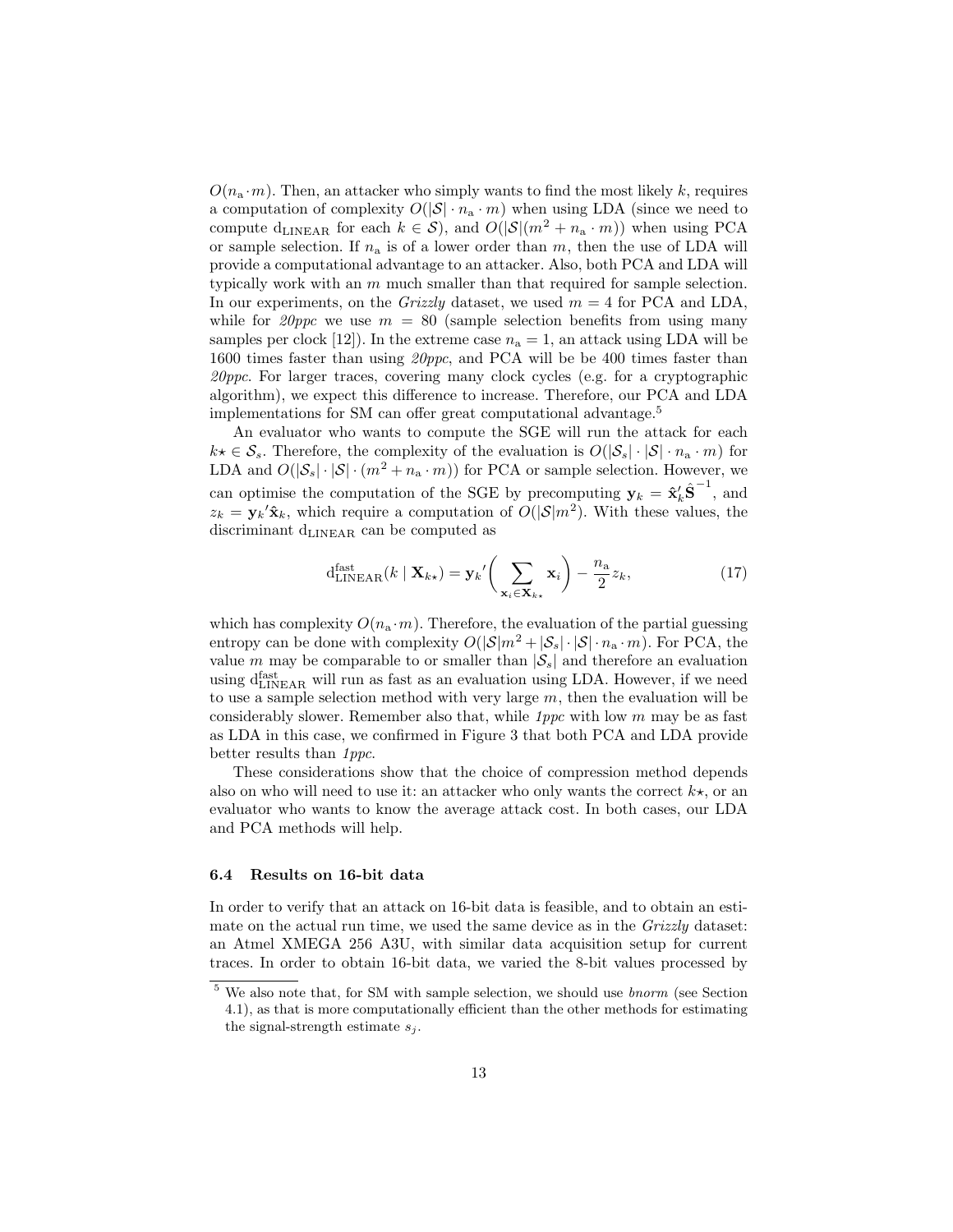$O(n_\mathrm{a} \cdot m)$. Then, an attacker who simply wants to find the most likely $k$, requires a computation of complexity $O(|\mathcal{S}| \cdot n_\mathrm{a} \cdot m)$ when using LDA (since we need to compute $\mathrm{d}_{\mathrm{LINEAR}}$ for each $k \in \mathcal{S}$), and $O(|\mathcal{S}|(m^2 + n_\mathrm{a} \cdot m))$ when using PCA or sample selection. If $n_\mathrm{a}$ is of a lower order than $m$, then the use of LDA will provide a computational advantage to an attacker. Also, both PCA and LDA will typically work with an $m$ much smaller than that required for sample selection. In our experiments, on the *Grizzly* dataset, we used $m = 4$ for PCA and LDA, while for *20ppc* we use $m = 80$ (sample selection benefits from using many samples per clock [12]). In the extreme case $n_\mathrm{a} = 1$, an attack using LDA will be 1600 times faster than using *20ppc*, and PCA will be be 400 times faster than *20ppc*. For larger traces, covering many clock cycles (e.g. for a cryptographic algorithm), we expect this difference to increase. Therefore, our PCA and LDA implementations for SM can offer great computational advantage.[5]

An evaluator who wants to compute the SGE will run the attack for each $k\star \in \mathcal{S}_s$. Therefore, the complexity of the evaluation is $O(|\mathcal{S}_s| \cdot |\mathcal{S}| \cdot n_\mathrm{a} \cdot m)$ for LDA and $O(|\mathcal{S}_s| \cdot |\mathcal{S}| \cdot (m^2 + n_\mathrm{a} \cdot m))$ for PCA or sample selection. However, we can optimise the computation of the SGE by precomputing $\mathbf{y}_k = \hat{\mathbf{x}}_k' \hat{\mathbf{S}}^{-1}$, and $z_k = \mathbf{y}_k' \hat{\mathbf{x}}_k$, which require a computation of $O(|\mathcal{S}|m^2)$. With these values, the discriminant $\mathrm{d}_{\mathrm{LINEAR}}$ can be computed as

$$\mathrm{d}_{\mathrm{LINEAR}}^{\mathrm{fast}}(k \mid \mathbf{X}_{k\star}) = \mathbf{y}_k' \Bigg( \sum_{\mathbf{x}_i \in \mathbf{X}_{k\star}} \mathbf{x}_i \Bigg) - \frac{n_\mathrm{a}}{2} z_k, \tag{17}$$

which has complexity $O(n_\mathrm{a} \cdot m)$. Therefore, the evaluation of the partial guessing entropy can be done with complexity $O(|\mathcal{S}|m^2 + |\mathcal{S}_s| \cdot |\mathcal{S}| \cdot n_\mathrm{a} \cdot m)$. For PCA, the value $m$ may be comparable to or smaller than $|\mathcal{S}_s|$ and therefore an evaluation using $\mathrm{d}_{\mathrm{LINEAR}}^{\mathrm{fast}}$ will run as fast as an evaluation using LDA. However, if we need to use a sample selection method with very large $m$, then the evaluation will be considerably slower. Remember also that, while *1ppc* with low $m$ may be as fast as LDA in this case, we confirmed in Figure 3 that both PCA and LDA provide better results than *1ppc*.

These considerations show that the choice of compression method depends also on who will need to use it: an attacker who only wants the correct $k\star$, or an evaluator who wants to know the average attack cost. In both cases, our LDA and PCA methods will help.

### 6.4 Results on 16-bit data

In order to verify that an attack on 16-bit data is feasible, and to obtain an estimate on the actual run time, we used the same device as in the *Grizzly* dataset: an Atmel XMEGA 256 A3U, with similar data acquisition setup for current traces. In order to obtain 16-bit data, we varied the 8-bit values processed by

[5] We also note that, for SM with sample selection, we should use *bnorm* (see Section 4.1), as that is more computationally efficient than the other methods for estimating the signal-strength estimate $s_j$.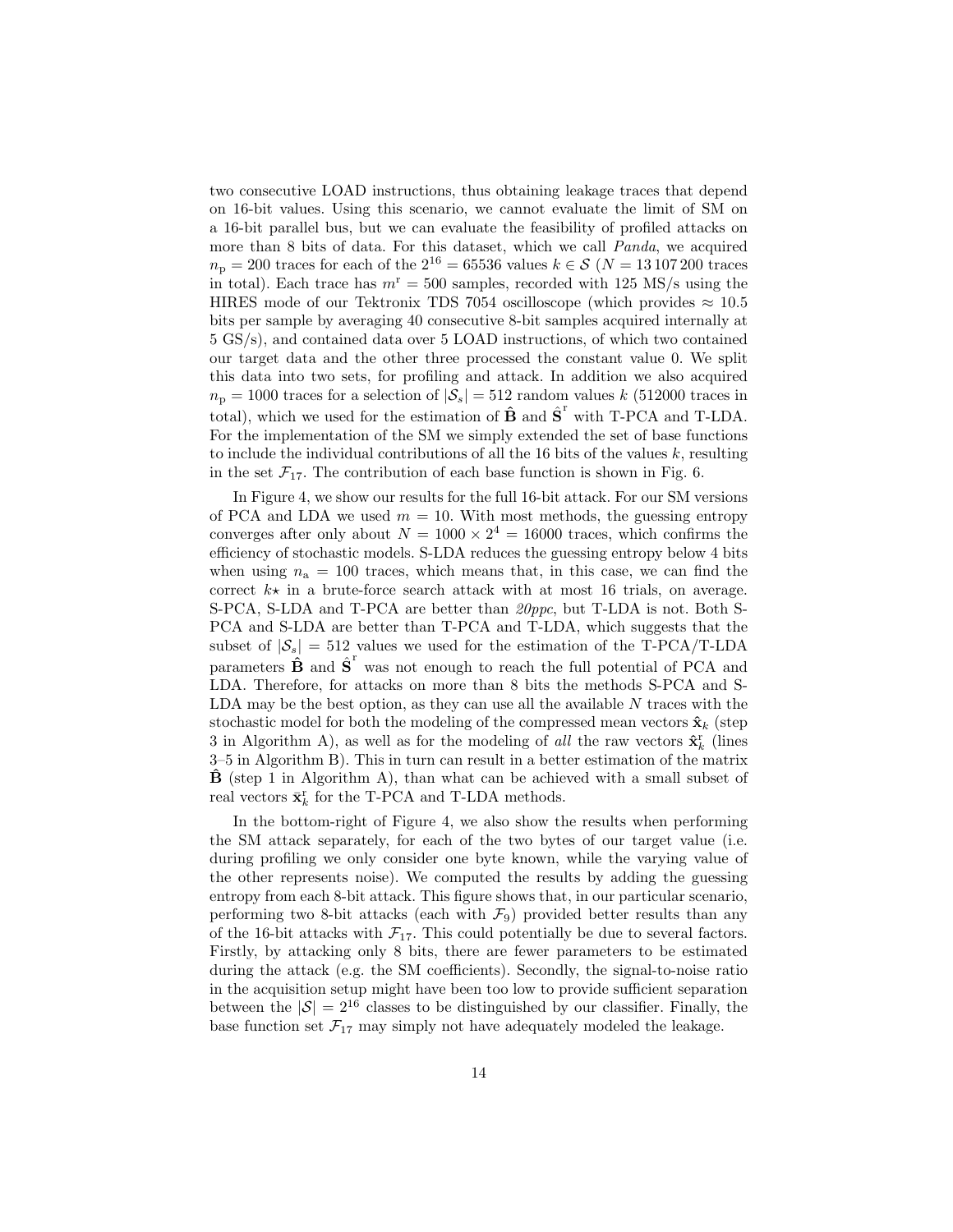two consecutive LOAD instructions, thus obtaining leakage traces that depend on 16-bit values. Using this scenario, we cannot evaluate the limit of SM on a 16-bit parallel bus, but we can evaluate the feasibility of profiled attacks on more than 8 bits of data. For this dataset, which we call *Panda*, we acquired $n_{\mathrm{p}} = 200$ traces for each of the $2^{16} = 65536$ values $k \in \mathcal{S}$ ($N = 13\,107\,200$ traces in total). Each trace has $m^{\mathrm{r}} = 500$ samples, recorded with 125 MS/s using the HIRES mode of our Tektronix TDS 7054 oscilloscope (which provides $\approx 10.5$ bits per sample by averaging 40 consecutive 8-bit samples acquired internally at 5 GS/s), and contained data over 5 LOAD instructions, of which two contained our target data and the other three processed the constant value 0. We split this data into two sets, for profiling and attack. In addition we also acquired $n_{\mathrm{p}} = 1000$ traces for a selection of $|\mathcal{S}_s| = 512$ random values $k$ (512000 traces in total), which we used for the estimation of $\hat{\mathbf{B}}$ and $\hat{\mathbf{S}}^{\mathrm{r}}$ with T-PCA and T-LDA. For the implementation of the SM we simply extended the set of base functions to include the individual contributions of all the 16 bits of the values $k$, resulting in the set $\mathcal{F}_{17}$. The contribution of each base function is shown in Fig. 6.

In Figure 4, we show our results for the full 16-bit attack. For our SM versions of PCA and LDA we used $m = 10$. With most methods, the guessing entropy converges after only about $N = 1000 \times 2^4 = 16000$ traces, which confirms the efficiency of stochastic models. S-LDA reduces the guessing entropy below 4 bits when using $n_{\mathrm{a}} = 100$ traces, which means that, in this case, we can find the correct $k\star$ in a brute-force search attack with at most 16 trials, on average. S-PCA, S-LDA and T-PCA are better than *20ppc*, but T-LDA is not. Both S-PCA and S-LDA are better than T-PCA and T-LDA, which suggests that the subset of $|\mathcal{S}_s| = 512$ values we used for the estimation of the T-PCA/T-LDA parameters $\hat{\mathbf{B}}$ and $\hat{\mathbf{S}}^{\mathrm{r}}$ was not enough to reach the full potential of PCA and LDA. Therefore, for attacks on more than 8 bits the methods S-PCA and S-LDA may be the best option, as they can use all the available $N$ traces with the stochastic model for both the modeling of the compressed mean vectors $\hat{\mathbf{x}}_k$ (step 3 in Algorithm A), as well as for the modeling of *all* the raw vectors $\hat{\mathbf{x}}^{\mathrm{r}}_k$ (lines 3–5 in Algorithm B). This in turn can result in a better estimation of the matrix $\hat{\mathbf{B}}$ (step 1 in Algorithm A), than what can be achieved with a small subset of real vectors $\bar{\mathbf{x}}^{\mathrm{r}}_k$ for the T-PCA and T-LDA methods.

In the bottom-right of Figure 4, we also show the results when performing the SM attack separately, for each of the two bytes of our target value (i.e. during profiling we only consider one byte known, while the varying value of the other represents noise). We computed the results by adding the guessing entropy from each 8-bit attack. This figure shows that, in our particular scenario, performing two 8-bit attacks (each with $\mathcal{F}_9$) provided better results than any of the 16-bit attacks with $\mathcal{F}_{17}$. This could potentially be due to several factors. Firstly, by attacking only 8 bits, there are fewer parameters to be estimated during the attack (e.g. the SM coefficients). Secondly, the signal-to-noise ratio in the acquisition setup might have been too low to provide sufficient separation between the $|\mathcal{S}| = 2^{16}$ classes to be distinguished by our classifier. Finally, the base function set $\mathcal{F}_{17}$ may simply not have adequately modeled the leakage.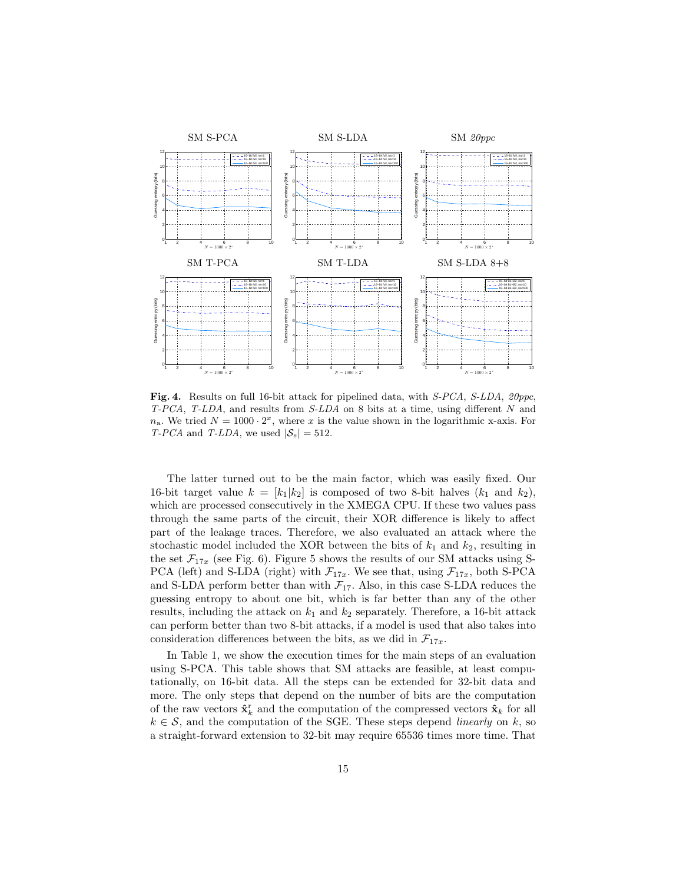**Fig. 4.** Results on full 16-bit attack for pipelined data, with *S-PCA*, *S-LDA*, *20ppc*, *T-PCA*, *T-LDA*, and results from *S-LDA* on 8 bits at a time, using different $N$ and $n_\text{a}$. We tried $N = 1000 \cdot 2^x$, where $x$ is the value shown in the logarithmic x-axis. For *T-PCA* and *T-LDA*, we used $|\mathcal{S}_s| = 512$.

The latter turned out to be the main factor, which was easily fixed. Our 16-bit target value $k = [k_1|k_2]$ is composed of two 8-bit halves ($k_1$ and $k_2$), which are processed consecutively in the XMEGA CPU. If these two values pass through the same parts of the circuit, their XOR difference is likely to affect part of the leakage traces. Therefore, we also evaluated an attack where the stochastic model included the XOR between the bits of $k_1$ and $k_2$, resulting in the set $\mathcal{F}_{17x}$ (see Fig. 6). Figure 5 shows the results of our SM attacks using S-PCA (left) and S-LDA (right) with $\mathcal{F}_{17x}$. We see that, using $\mathcal{F}_{17x}$, both S-PCA and S-LDA perform better than with $\mathcal{F}_{17}$. Also, in this case S-LDA reduces the guessing entropy to about one bit, which is far better than any of the other results, including the attack on $k_1$ and $k_2$ separately. Therefore, a 16-bit attack can perform better than two 8-bit attacks, if a model is used that also takes into consideration differences between the bits, as we did in $\mathcal{F}_{17x}$.

In Table 1, we show the execution times for the main steps of an evaluation using S-PCA. This table shows that SM attacks are feasible, at least computationally, on 16-bit data. All the steps can be extended for 32-bit data and more. The only steps that depend on the number of bits are the computation of the raw vectors $\hat{\mathbf{x}}_k^\text{r}$ and the computation of the compressed vectors $\hat{\mathbf{x}}_k$ for all $k \in \mathcal{S}$, and the computation of the SGE. These steps depend *linearly* on $k$, so a straight-forward extension to 32-bit may require 65536 times more time. That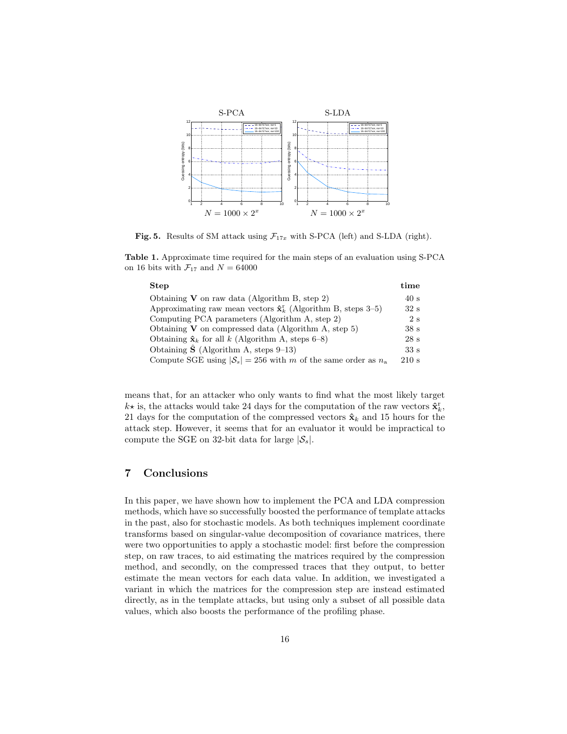**Fig. 5.** Results of SM attack using $\mathcal{F}_{17x}$ with S-PCA (left) and S-LDA (right).

**Table 1.** Approximate time required for the main steps of an evaluation using S-PCA on 16 bits with $\mathcal{F}_{17}$ and $N = 64000$

| Step | time |
|---|---|
| Obtaining $\mathbf{V}$ on raw data (Algorithm B, step 2) | 40 s |
| Approximating raw mean vectors $\hat{\mathbf{x}}_k^{\mathrm{r}}$ (Algorithm B, steps 3–5) | 32 s |
| Computing PCA parameters (Algorithm A, step 2) | 2 s |
| Obtaining $\mathbf{V}$ on compressed data (Algorithm A, step 5) | 38 s |
| Obtaining $\hat{\mathbf{x}}_k$ for all $k$ (Algorithm A, steps 6–8) | 28 s |
| Obtaining $\hat{\mathbf{S}}$ (Algorithm A, steps 9–13) | 33 s |
| Compute SGE using $\lvert\mathcal{S}_s\rvert = 256$ with $m$ of the same order as $n_{\mathrm{a}}$ | 210 s |

means that, for an attacker who only wants to find what the most likely target $k\star$ is, the attacks would take 24 days for the computation of the raw vectors $\hat{\mathbf{x}}_k^{\mathrm{r}}$, 21 days for the computation of the compressed vectors $\hat{\mathbf{x}}_k$ and 15 hours for the attack step. However, it seems that for an evaluator it would be impractical to compute the SGE on 32-bit data for large $\lvert\mathcal{S}_s\rvert$.

## 7 Conclusions

In this paper, we have shown how to implement the PCA and LDA compression methods, which have so successfully boosted the performance of template attacks in the past, also for stochastic models. As both techniques implement coordinate transforms based on singular-value decomposition of covariance matrices, there were two opportunities to apply a stochastic model: first before the compression step, on raw traces, to aid estimating the matrices required by the compression method, and secondly, on the compressed traces that they output, to better estimate the mean vectors for each data value. In addition, we investigated a variant in which the matrices for the compression step are instead estimated directly, as in the template attacks, but using only a subset of all possible data values, which also boosts the performance of the profiling phase.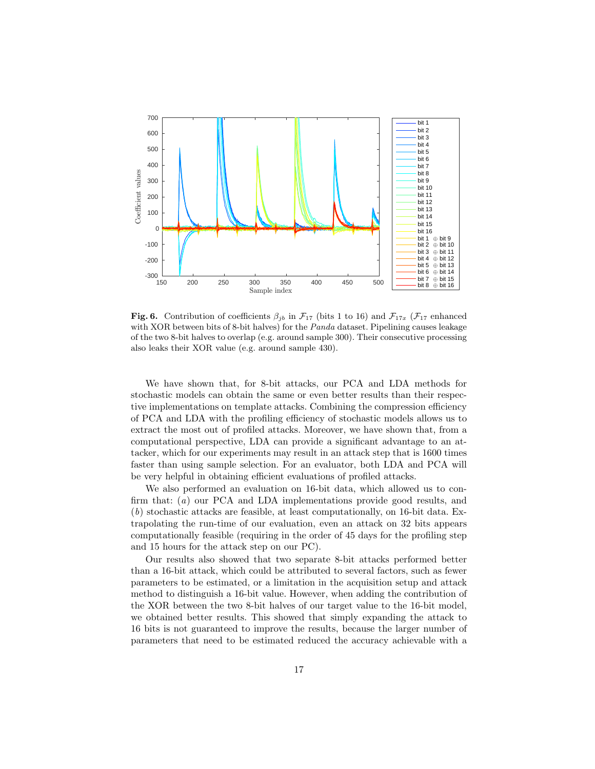**Fig. 6.** Contribution of coefficients $\beta_{jb}$ in $\mathcal{F}_{17}$ (bits 1 to 16) and $\mathcal{F}_{17x}$ ($\mathcal{F}_{17}$ enhanced with XOR between bits of 8-bit halves) for the *Panda* dataset. Pipelining causes leakage of the two 8-bit halves to overlap (e.g. around sample 300). Their consecutive processing also leaks their XOR value (e.g. around sample 430).

We have shown that, for 8-bit attacks, our PCA and LDA methods for stochastic models can obtain the same or even better results than their respective implementations on template attacks. Combining the compression efficiency of PCA and LDA with the profiling efficiency of stochastic models allows us to extract the most out of profiled attacks. Moreover, we have shown that, from a computational perspective, LDA can provide a significant advantage to an attacker, which for our experiments may result in an attack step that is 1600 times faster than using sample selection. For an evaluator, both LDA and PCA will be very helpful in obtaining efficient evaluations of profiled attacks.

We also performed an evaluation on 16-bit data, which allowed us to confirm that: (*a*) our PCA and LDA implementations provide good results, and (*b*) stochastic attacks are feasible, at least computationally, on 16-bit data. Extrapolating the run-time of our evaluation, even an attack on 32 bits appears computationally feasible (requiring in the order of 45 days for the profiling step and 15 hours for the attack step on our PC).

Our results also showed that two separate 8-bit attacks performed better than a 16-bit attack, which could be attributed to several factors, such as fewer parameters to be estimated, or a limitation in the acquisition setup and attack method to distinguish a 16-bit value. However, when adding the contribution of the XOR between the two 8-bit halves of our target value to the 16-bit model, we obtained better results. This showed that simply expanding the attack to 16 bits is not guaranteed to improve the results, because the larger number of parameters that need to be estimated reduced the accuracy achievable with a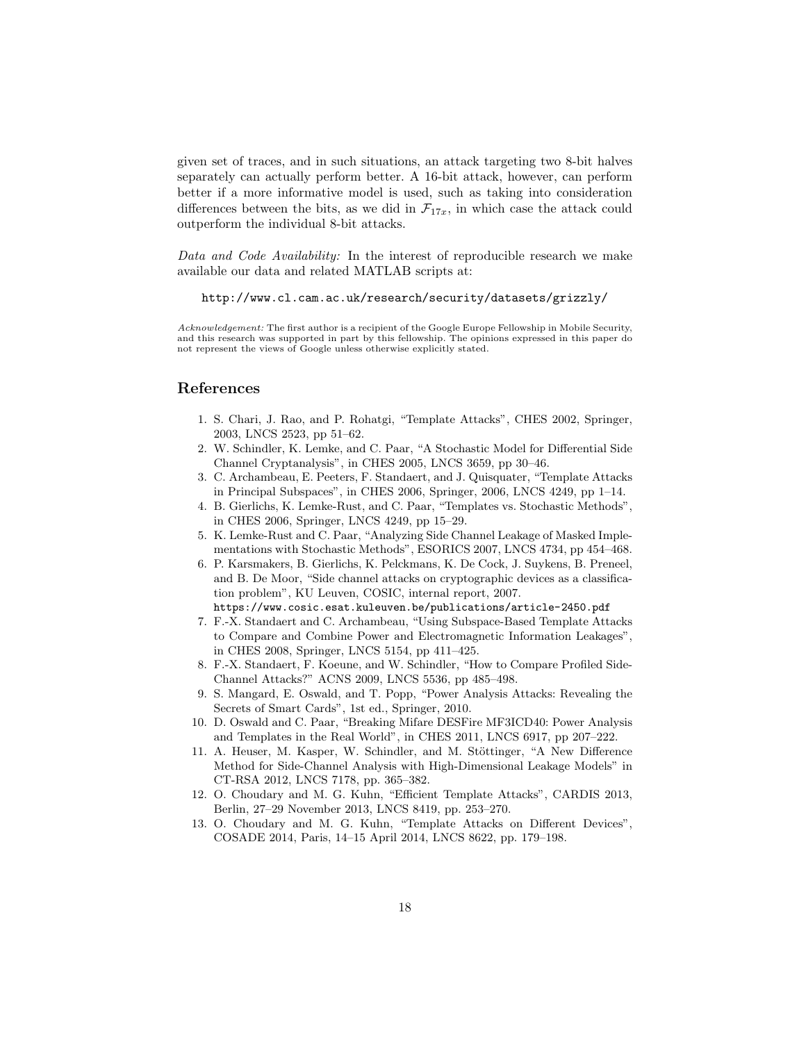given set of traces, and in such situations, an attack targeting two 8-bit halves separately can actually perform better. A 16-bit attack, however, can perform better if a more informative model is used, such as taking into consideration differences between the bits, as we did in $\mathcal{F}_{17x}$, in which case the attack could outperform the individual 8-bit attacks.

*Data and Code Availability:* In the interest of reproducible research we make available our data and related MATLAB scripts at:

`http://www.cl.cam.ac.uk/research/security/datasets/grizzly/`

*Acknowledgement:* The first author is a recipient of the Google Europe Fellowship in Mobile Security, and this research was supported in part by this fellowship. The opinions expressed in this paper do not represent the views of Google unless otherwise explicitly stated.

## References

1. S. Chari, J. Rao, and P. Rohatgi, "Template Attacks", CHES 2002, Springer, 2003, LNCS 2523, pp 51–62.
2. W. Schindler, K. Lemke, and C. Paar, "A Stochastic Model for Differential Side Channel Cryptanalysis", in CHES 2005, LNCS 3659, pp 30–46.
3. C. Archambeau, E. Peeters, F. Standaert, and J. Quisquater, "Template Attacks in Principal Subspaces", in CHES 2006, Springer, 2006, LNCS 4249, pp 1–14.
4. B. Gierlichs, K. Lemke-Rust, and C. Paar, "Templates vs. Stochastic Methods", in CHES 2006, Springer, LNCS 4249, pp 15–29.
5. K. Lemke-Rust and C. Paar, "Analyzing Side Channel Leakage of Masked Implementations with Stochastic Methods", ESORICS 2007, LNCS 4734, pp 454–468.
6. P. Karsmakers, B. Gierlichs, K. Pelckmans, K. De Cock, J. Suykens, B. Preneel, and B. De Moor, "Side channel attacks on cryptographic devices as a classification problem", KU Leuven, COSIC, internal report, 2007. `https://www.cosic.esat.kuleuven.be/publications/article-2450.pdf`
7. F.-X. Standaert and C. Archambeau, "Using Subspace-Based Template Attacks to Compare and Combine Power and Electromagnetic Information Leakages", in CHES 2008, Springer, LNCS 5154, pp 411–425.
8. F.-X. Standaert, F. Koeune, and W. Schindler, "How to Compare Profiled Side-Channel Attacks?" ACNS 2009, LNCS 5536, pp 485–498.
9. S. Mangard, E. Oswald, and T. Popp, "Power Analysis Attacks: Revealing the Secrets of Smart Cards", 1st ed., Springer, 2010.
10. D. Oswald and C. Paar, "Breaking Mifare DESFire MF3ICD40: Power Analysis and Templates in the Real World", in CHES 2011, LNCS 6917, pp 207–222.
11. A. Heuser, M. Kasper, W. Schindler, and M. Stöttinger, "A New Difference Method for Side-Channel Analysis with High-Dimensional Leakage Models" in CT-RSA 2012, LNCS 7178, pp. 365–382.
12. O. Choudary and M. G. Kuhn, "Efficient Template Attacks", CARDIS 2013, Berlin, 27–29 November 2013, LNCS 8419, pp. 253–270.
13. O. Choudary and M. G. Kuhn, "Template Attacks on Different Devices", COSADE 2014, Paris, 14–15 April 2014, LNCS 8622, pp. 179–198.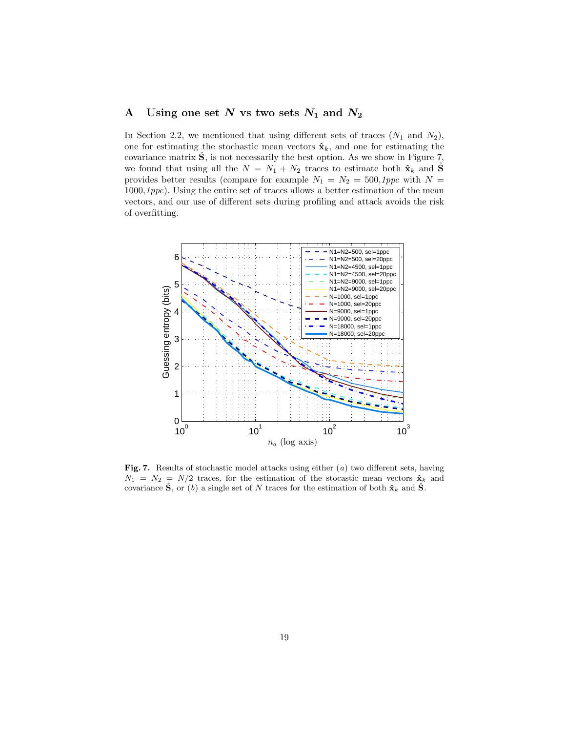## A Using one set $N$ vs two sets $N_1$ and $N_2$

In Section 2.2, we mentioned that using different sets of traces ($N_1$ and $N_2$), one for estimating the stochastic mean vectors $\hat{\mathbf{x}}_k$, and one for estimating the covariance matrix $\hat{\mathbf{S}}$, is not necessarily the best option. As we show in Figure 7, we found that using all the $N = N_1 + N_2$ traces to estimate both $\hat{\mathbf{x}}_k$ and $\hat{\mathbf{S}}$ provides better results (compare for example $N_1 = N_2 = 500$,*1ppc* with $N = 1000$,*1ppc*). Using the entire set of traces allows a better estimation of the mean vectors, and our use of different sets during profiling and attack avoids the risk of overfitting.

Guessing entropy (bits)
0
1
2
3
4
5
6
$10^0$
$10^1$
$10^2$
$10^3$
$n_a$ (log axis)

N1=N2=500, sel=1ppc
N1=N2=500, sel=20ppc
N1=N2=4500, sel=1ppc
N1=N2=4500, sel=20ppc
N1=N2=9000, sel=1ppc
N1=N2=9000, sel=20ppc
N=1000, sel=1ppc
N=1000, sel=20ppc
N=9000, sel=1ppc
N=9000, sel=20ppc
N=18000, sel=1ppc
N=18000, sel=20ppc

**Fig. 7.** Results of stochastic model attacks using either ($a$) two different sets, having $N_1 = N_2 = N/2$ traces, for the estimation of the stocastic mean vectors $\hat{\mathbf{x}}_k$ and covariance $\hat{\mathbf{S}}$, or ($b$) a single set of $N$ traces for the estimation of both $\hat{\mathbf{x}}_k$ and $\hat{\mathbf{S}}$.